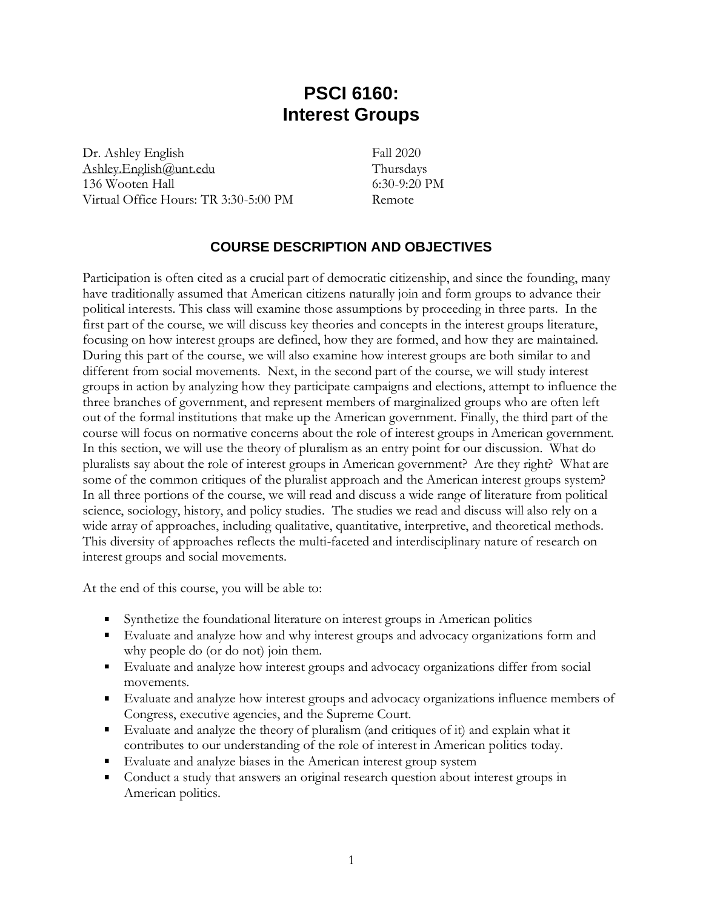# PSCI 6160: Interest Groups

Dr. Ashley English
Ashley.English@unt.edu
136 Wooten Hall
Virtual Office Hours: TR 3:30-5:00 PM

Fall 2020
Thursdays
6:30-9:20 PM
Remote

## COURSE DESCRIPTION AND OBJECTIVES

Participation is often cited as a crucial part of democratic citizenship, and since the founding, many have traditionally assumed that American citizens naturally join and form groups to advance their political interests. This class will examine those assumptions by proceeding in three parts. In the first part of the course, we will discuss key theories and concepts in the interest groups literature, focusing on how interest groups are defined, how they are formed, and how they are maintained. During this part of the course, we will also examine how interest groups are both similar to and different from social movements. Next, in the second part of the course, we will study interest groups in action by analyzing how they participate campaigns and elections, attempt to influence the three branches of government, and represent members of marginalized groups who are often left out of the formal institutions that make up the American government. Finally, the third part of the course will focus on normative concerns about the role of interest groups in American government. In this section, we will use the theory of pluralism as an entry point for our discussion. What do pluralists say about the role of interest groups in American government? Are they right? What are some of the common critiques of the pluralist approach and the American interest groups system? In all three portions of the course, we will read and discuss a wide range of literature from political science, sociology, history, and policy studies. The studies we read and discuss will also rely on a wide array of approaches, including qualitative, quantitative, interpretive, and theoretical methods. This diversity of approaches reflects the multi-faceted and interdisciplinary nature of research on interest groups and social movements.

At the end of this course, you will be able to:

- Synthetize the foundational literature on interest groups in American politics
- Evaluate and analyze how and why interest groups and advocacy organizations form and why people do (or do not) join them.
- Evaluate and analyze how interest groups and advocacy organizations differ from social movements.
- Evaluate and analyze how interest groups and advocacy organizations influence members of Congress, executive agencies, and the Supreme Court.
- Evaluate and analyze the theory of pluralism (and critiques of it) and explain what it contributes to our understanding of the role of interest in American politics today.
- Evaluate and analyze biases in the American interest group system
- Conduct a study that answers an original research question about interest groups in American politics.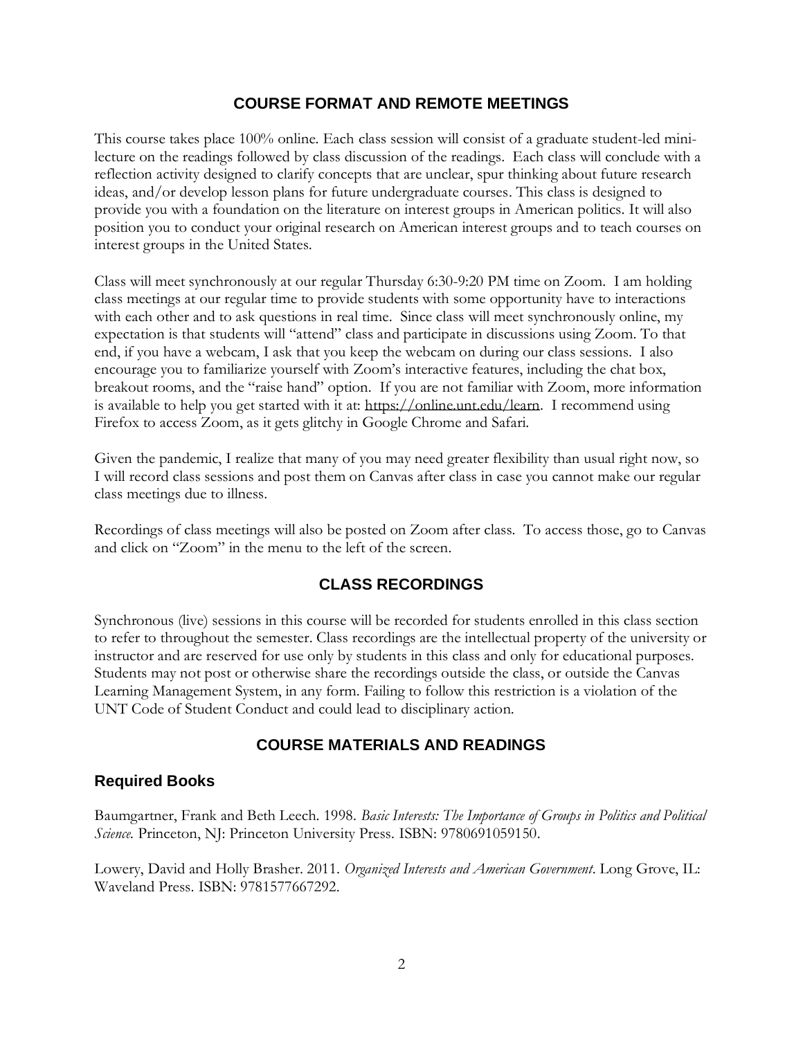## COURSE FORMAT AND REMOTE MEETINGS

This course takes place 100% online. Each class session will consist of a graduate student-led mini-lecture on the readings followed by class discussion of the readings. Each class will conclude with a reflection activity designed to clarify concepts that are unclear, spur thinking about future research ideas, and/or develop lesson plans for future undergraduate courses. This class is designed to provide you with a foundation on the literature on interest groups in American politics. It will also position you to conduct your original research on American interest groups and to teach courses on interest groups in the United States.

Class will meet synchronously at our regular Thursday 6:30-9:20 PM time on Zoom. I am holding class meetings at our regular time to provide students with some opportunity have to interactions with each other and to ask questions in real time. Since class will meet synchronously online, my expectation is that students will "attend" class and participate in discussions using Zoom. To that end, if you have a webcam, I ask that you keep the webcam on during our class sessions. I also encourage you to familiarize yourself with Zoom's interactive features, including the chat box, breakout rooms, and the "raise hand" option. If you are not familiar with Zoom, more information is available to help you get started with it at: https://online.unt.edu/learn. I recommend using Firefox to access Zoom, as it gets glitchy in Google Chrome and Safari.

Given the pandemic, I realize that many of you may need greater flexibility than usual right now, so I will record class sessions and post them on Canvas after class in case you cannot make our regular class meetings due to illness.

Recordings of class meetings will also be posted on Zoom after class. To access those, go to Canvas and click on "Zoom" in the menu to the left of the screen.

## CLASS RECORDINGS

Synchronous (live) sessions in this course will be recorded for students enrolled in this class section to refer to throughout the semester. Class recordings are the intellectual property of the university or instructor and are reserved for use only by students in this class and only for educational purposes. Students may not post or otherwise share the recordings outside the class, or outside the Canvas Learning Management System, in any form. Failing to follow this restriction is a violation of the UNT Code of Student Conduct and could lead to disciplinary action.

## COURSE MATERIALS AND READINGS

### Required Books

Baumgartner, Frank and Beth Leech. 1998. *Basic Interests: The Importance of Groups in Politics and Political Science.* Princeton, NJ: Princeton University Press. ISBN: 9780691059150.

Lowery, David and Holly Brasher. 2011. *Organized Interests and American Government*. Long Grove, IL: Waveland Press. ISBN: 9781577667292.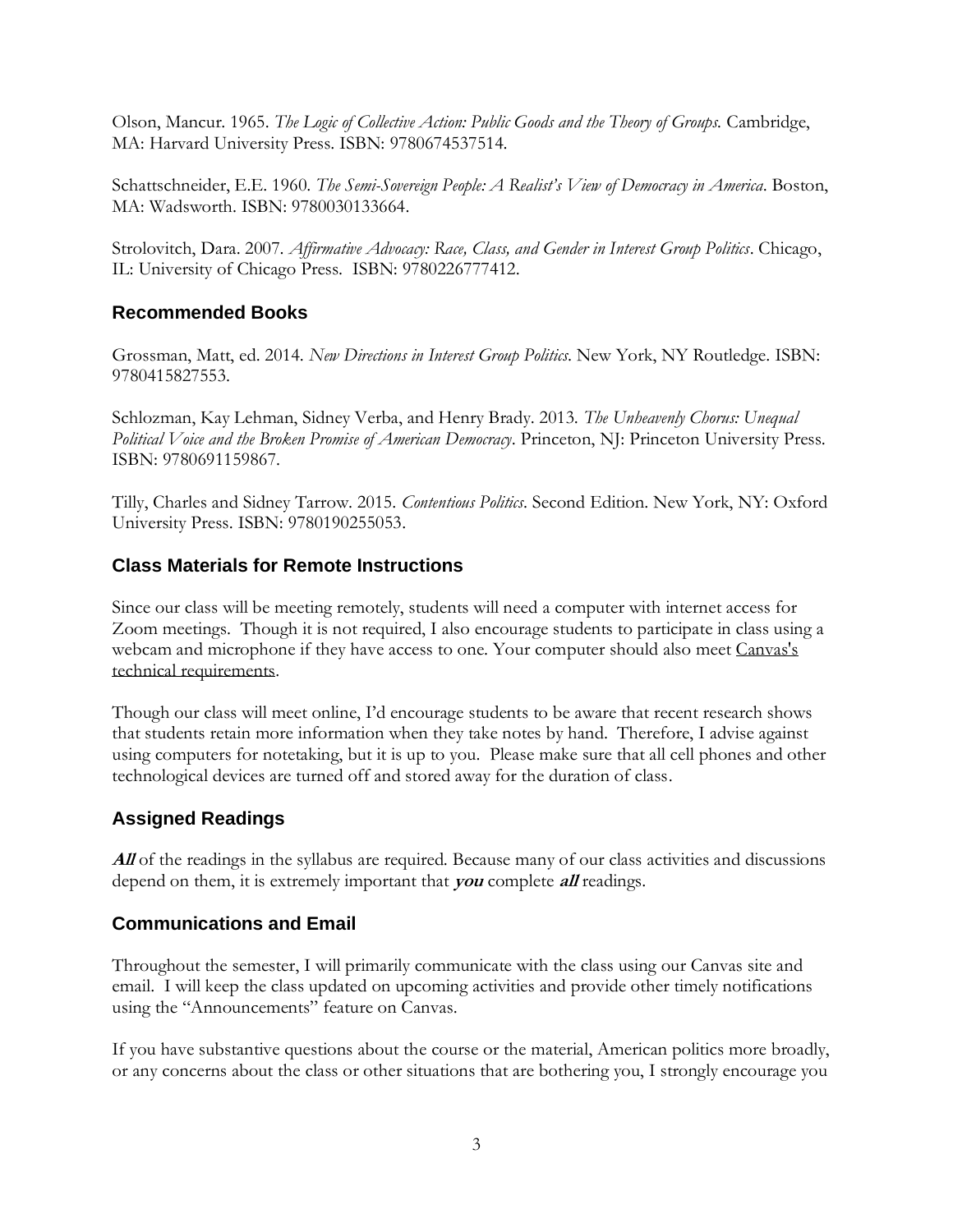Olson, Mancur. 1965. *The Logic of Collective Action: Public Goods and the Theory of Groups.* Cambridge, MA: Harvard University Press. ISBN: 9780674537514.

Schattschneider, E.E. 1960. *The Semi-Sovereign People: A Realist's View of Democracy in America*. Boston, MA: Wadsworth. ISBN: 9780030133664.

Strolovitch, Dara. 2007. *Affirmative Advocacy: Race, Class, and Gender in Interest Group Politics*. Chicago, IL: University of Chicago Press. ISBN: 9780226777412.

## Recommended Books

Grossman, Matt, ed. 2014. *New Directions in Interest Group Politics*. New York, NY Routledge. ISBN: 9780415827553.

Schlozman, Kay Lehman, Sidney Verba, and Henry Brady. 2013. *The Unheavenly Chorus: Unequal Political Voice and the Broken Promise of American Democracy*. Princeton, NJ: Princeton University Press. ISBN: 9780691159867.

Tilly, Charles and Sidney Tarrow. 2015. *Contentious Politics*. Second Edition. New York, NY: Oxford University Press. ISBN: 9780190255053.

## Class Materials for Remote Instructions

Since our class will be meeting remotely, students will need a computer with internet access for Zoom meetings. Though it is not required, I also encourage students to participate in class using a webcam and microphone if they have access to one. Your computer should also meet Canvas's technical requirements.

Though our class will meet online, I'd encourage students to be aware that recent research shows that students retain more information when they take notes by hand. Therefore, I advise against using computers for notetaking, but it is up to you. Please make sure that all cell phones and other technological devices are turned off and stored away for the duration of class.

## Assigned Readings

***All*** of the readings in the syllabus are required. Because many of our class activities and discussions depend on them, it is extremely important that ***you*** complete ***all*** readings.

## Communications and Email

Throughout the semester, I will primarily communicate with the class using our Canvas site and email. I will keep the class updated on upcoming activities and provide other timely notifications using the "Announcements" feature on Canvas.

If you have substantive questions about the course or the material, American politics more broadly, or any concerns about the class or other situations that are bothering you, I strongly encourage you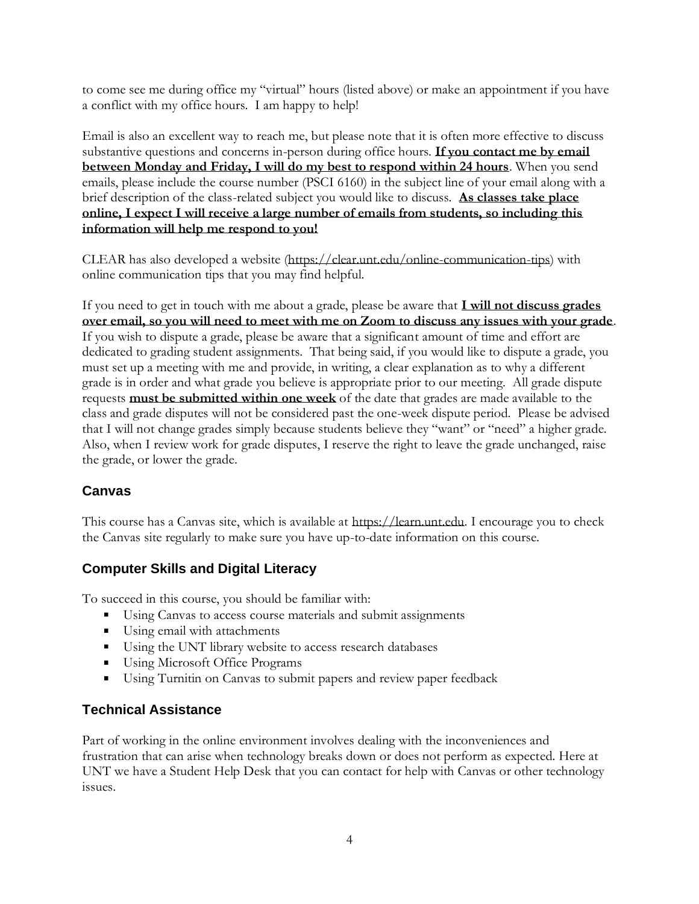to come see me during office my "virtual" hours (listed above) or make an appointment if you have a conflict with my office hours. I am happy to help!

Email is also an excellent way to reach me, but please note that it is often more effective to discuss substantive questions and concerns in-person during office hours. **If you contact me by email between Monday and Friday, I will do my best to respond within 24 hours**. When you send emails, please include the course number (PSCI 6160) in the subject line of your email along with a brief description of the class-related subject you would like to discuss. **As classes take place online, I expect I will receive a large number of emails from students, so including this information will help me respond to you!**

CLEAR has also developed a website (https://clear.unt.edu/online-communication-tips) with online communication tips that you may find helpful.

If you need to get in touch with me about a grade, please be aware that **I will not discuss grades over email, so you will need to meet with me on Zoom to discuss any issues with your grade**. If you wish to dispute a grade, please be aware that a significant amount of time and effort are dedicated to grading student assignments. That being said, if you would like to dispute a grade, you must set up a meeting with me and provide, in writing, a clear explanation as to why a different grade is in order and what grade you believe is appropriate prior to our meeting. All grade dispute requests **must be submitted within one week** of the date that grades are made available to the class and grade disputes will not be considered past the one-week dispute period. Please be advised that I will not change grades simply because students believe they "want" or "need" a higher grade. Also, when I review work for grade disputes, I reserve the right to leave the grade unchanged, raise the grade, or lower the grade.

## Canvas

This course has a Canvas site, which is available at https://learn.unt.edu. I encourage you to check the Canvas site regularly to make sure you have up-to-date information on this course.

## Computer Skills and Digital Literacy

To succeed in this course, you should be familiar with:

- Using Canvas to access course materials and submit assignments
- Using email with attachments
- Using the UNT library website to access research databases
- Using Microsoft Office Programs
- Using Turnitin on Canvas to submit papers and review paper feedback

## Technical Assistance

Part of working in the online environment involves dealing with the inconveniences and frustration that can arise when technology breaks down or does not perform as expected. Here at UNT we have a Student Help Desk that you can contact for help with Canvas or other technology issues.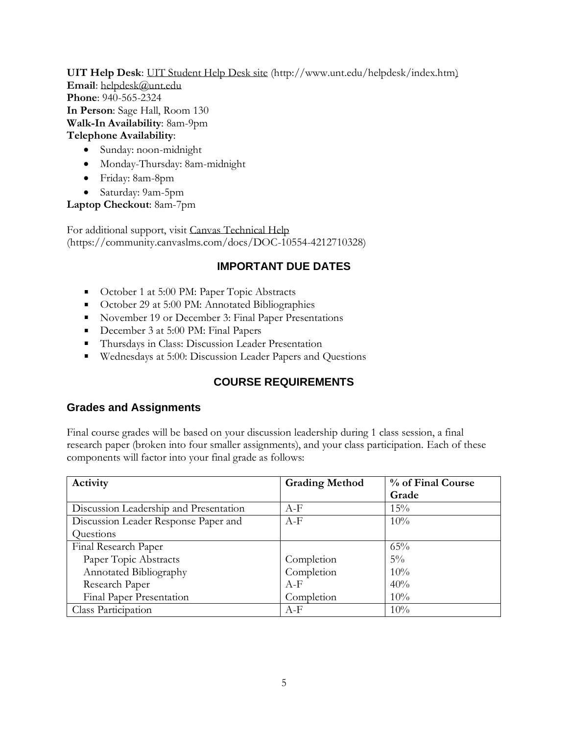**UIT Help Desk**: UIT Student Help Desk site (http://www.unt.edu/helpdesk/index.htm)
**Email**: helpdesk@unt.edu
**Phone**: 940-565-2324
**In Person**: Sage Hall, Room 130
**Walk-In Availability**: 8am-9pm
**Telephone Availability**:

- Sunday: noon-midnight
- Monday-Thursday: 8am-midnight
- Friday: 8am-8pm
- Saturday: 9am-5pm

**Laptop Checkout**: 8am-7pm

For additional support, visit Canvas Technical Help (https://community.canvaslms.com/docs/DOC-10554-4212710328)

## IMPORTANT DUE DATES

- October 1 at 5:00 PM: Paper Topic Abstracts
- October 29 at 5:00 PM: Annotated Bibliographies
- November 19 or December 3: Final Paper Presentations
- December 3 at 5:00 PM: Final Papers
- Thursdays in Class: Discussion Leader Presentation
- Wednesdays at 5:00: Discussion Leader Papers and Questions

## COURSE REQUIREMENTS

### Grades and Assignments

Final course grades will be based on your discussion leadership during 1 class session, a final research paper (broken into four smaller assignments), and your class participation. Each of these components will factor into your final grade as follows:

| Activity | Grading Method | % of Final Course Grade |
|---|---|---|
| Discussion Leadership and Presentation | A-F | 15% |
| Discussion Leader Response Paper and Questions | A-F | 10% |
| Final Research Paper | | 65% |
| Paper Topic Abstracts | Completion | 5% |
| Annotated Bibliography | Completion | 10% |
| Research Paper | A-F | 40% |
| Final Paper Presentation | Completion | 10% |
| Class Participation | A-F | 10% |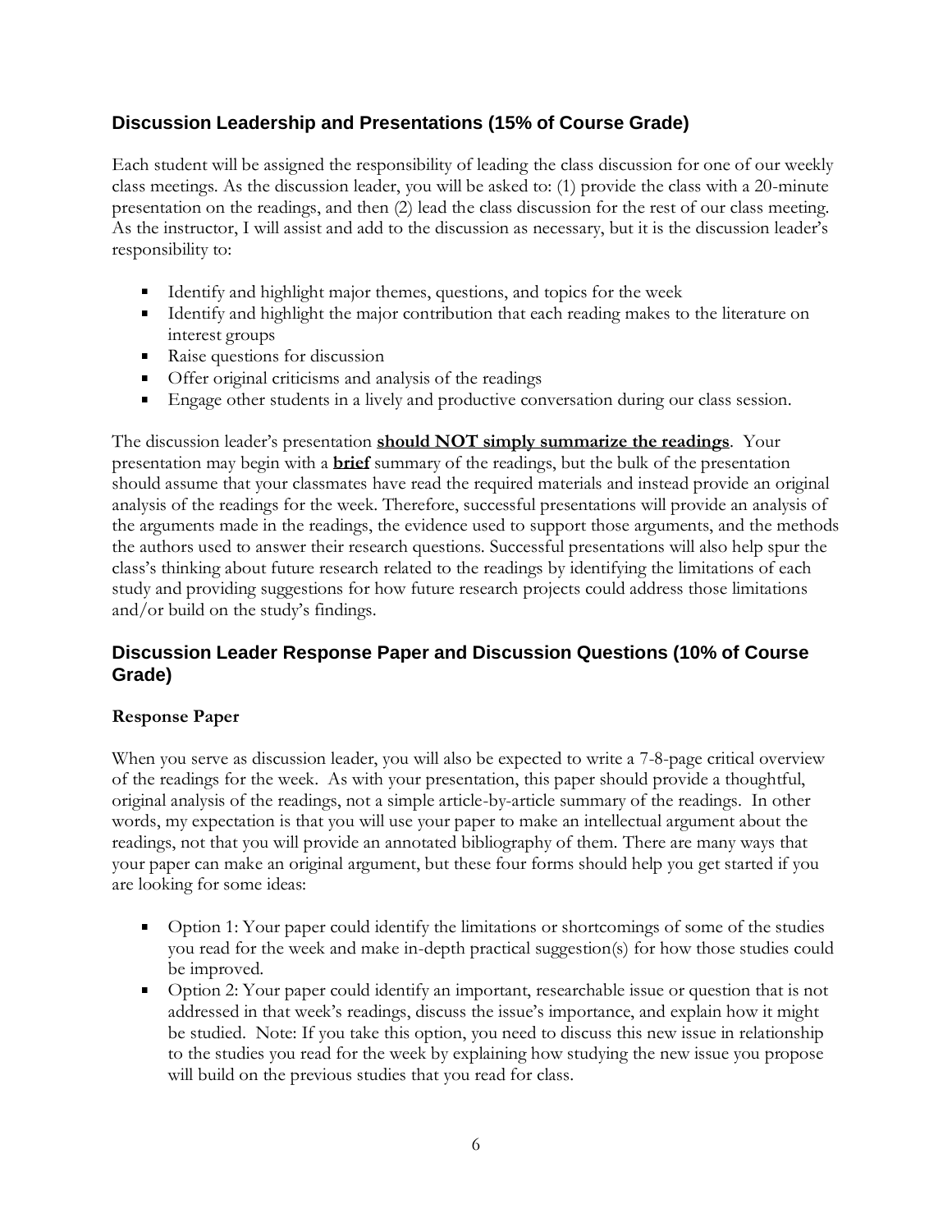## Discussion Leadership and Presentations (15% of Course Grade)

Each student will be assigned the responsibility of leading the class discussion for one of our weekly class meetings. As the discussion leader, you will be asked to: (1) provide the class with a 20-minute presentation on the readings, and then (2) lead the class discussion for the rest of our class meeting. As the instructor, I will assist and add to the discussion as necessary, but it is the discussion leader's responsibility to:

- Identify and highlight major themes, questions, and topics for the week
- Identify and highlight the major contribution that each reading makes to the literature on interest groups
- Raise questions for discussion
- Offer original criticisms and analysis of the readings
- Engage other students in a lively and productive conversation during our class session.

The discussion leader's presentation **should NOT simply summarize the readings**. Your presentation may begin with a **brief** summary of the readings, but the bulk of the presentation should assume that your classmates have read the required materials and instead provide an original analysis of the readings for the week. Therefore, successful presentations will provide an analysis of the arguments made in the readings, the evidence used to support those arguments, and the methods the authors used to answer their research questions. Successful presentations will also help spur the class's thinking about future research related to the readings by identifying the limitations of each study and providing suggestions for how future research projects could address those limitations and/or build on the study's findings.

## Discussion Leader Response Paper and Discussion Questions (10% of Course Grade)

### Response Paper

When you serve as discussion leader, you will also be expected to write a 7-8-page critical overview of the readings for the week. As with your presentation, this paper should provide a thoughtful, original analysis of the readings, not a simple article-by-article summary of the readings. In other words, my expectation is that you will use your paper to make an intellectual argument about the readings, not that you will provide an annotated bibliography of them. There are many ways that your paper can make an original argument, but these four forms should help you get started if you are looking for some ideas:

- Option 1: Your paper could identify the limitations or shortcomings of some of the studies you read for the week and make in-depth practical suggestion(s) for how those studies could be improved.
- Option 2: Your paper could identify an important, researchable issue or question that is not addressed in that week's readings, discuss the issue's importance, and explain how it might be studied. Note: If you take this option, you need to discuss this new issue in relationship to the studies you read for the week by explaining how studying the new issue you propose will build on the previous studies that you read for class.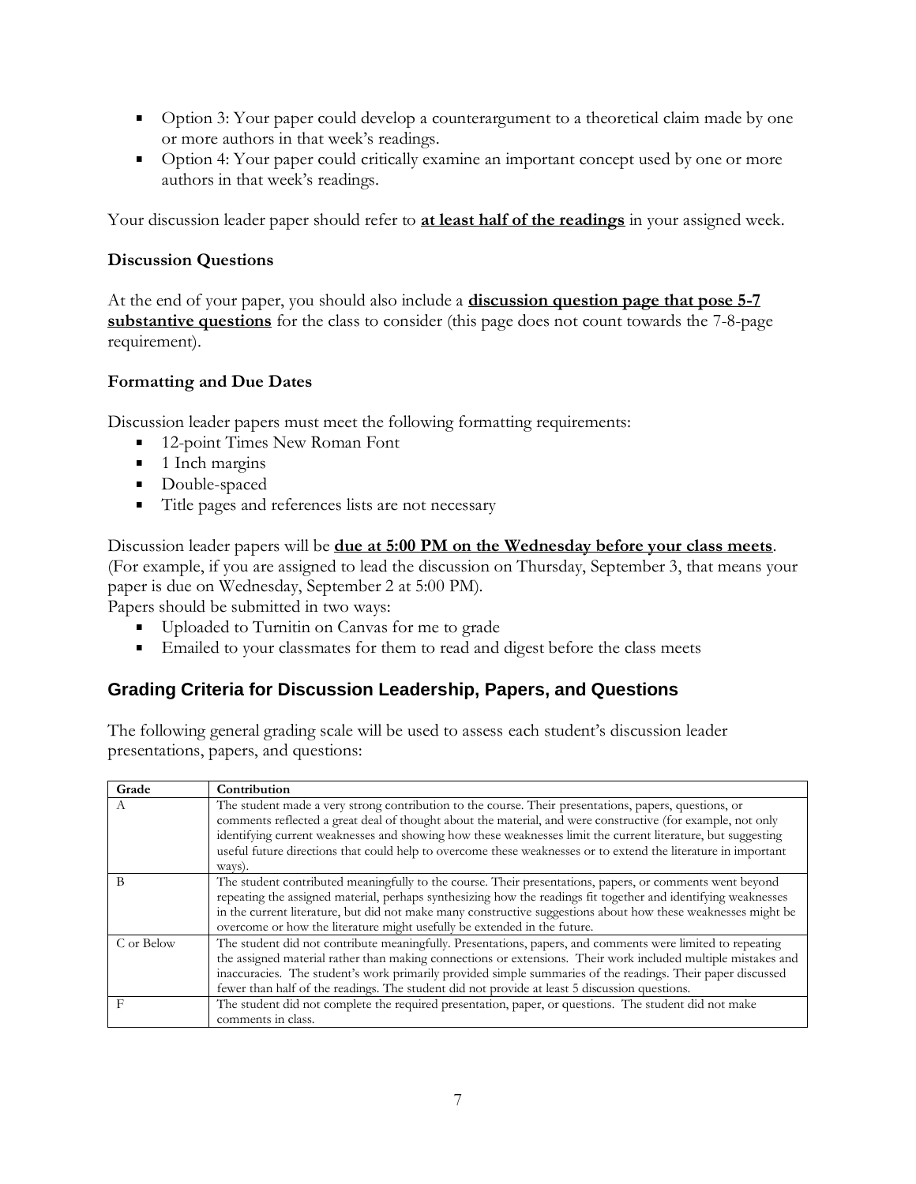- Option 3: Your paper could develop a counterargument to a theoretical claim made by one or more authors in that week's readings.
- Option 4: Your paper could critically examine an important concept used by one or more authors in that week's readings.

Your discussion leader paper should refer to **<u>at least half of the readings</u>** in your assigned week.

### Discussion Questions

At the end of your paper, you should also include a **<u>discussion question page that pose 5-7 substantive questions</u>** for the class to consider (this page does not count towards the 7-8-page requirement).

### Formatting and Due Dates

Discussion leader papers must meet the following formatting requirements:

- 12-point Times New Roman Font
- 1 Inch margins
- Double-spaced
- Title pages and references lists are not necessary

Discussion leader papers will be **<u>due at 5:00 PM on the Wednesday before your class meets</u>**. (For example, if you are assigned to lead the discussion on Thursday, September 3, that means your paper is due on Wednesday, September 2 at 5:00 PM).
Papers should be submitted in two ways:

- Uploaded to Turnitin on Canvas for me to grade
- Emailed to your classmates for them to read and digest before the class meets

## Grading Criteria for Discussion Leadership, Papers, and Questions

The following general grading scale will be used to assess each student's discussion leader presentations, papers, and questions:

| Grade | Contribution |
| --- | --- |
| A | The student made a very strong contribution to the course. Their presentations, papers, questions, or comments reflected a great deal of thought about the material, and were constructive (for example, not only identifying current weaknesses and showing how these weaknesses limit the current literature, but suggesting useful future directions that could help to overcome these weaknesses or to extend the literature in important ways). |
| B | The student contributed meaningfully to the course. Their presentations, papers, or comments went beyond repeating the assigned material, perhaps synthesizing how the readings fit together and identifying weaknesses in the current literature, but did not make many constructive suggestions about how these weaknesses might be overcome or how the literature might usefully be extended in the future. |
| C or Below | The student did not contribute meaningfully. Presentations, papers, and comments were limited to repeating the assigned material rather than making connections or extensions. Their work included multiple mistakes and inaccuracies. The student's work primarily provided simple summaries of the readings. Their paper discussed fewer than half of the readings. The student did not provide at least 5 discussion questions. |
| F | The student did not complete the required presentation, paper, or questions. The student did not make comments in class. |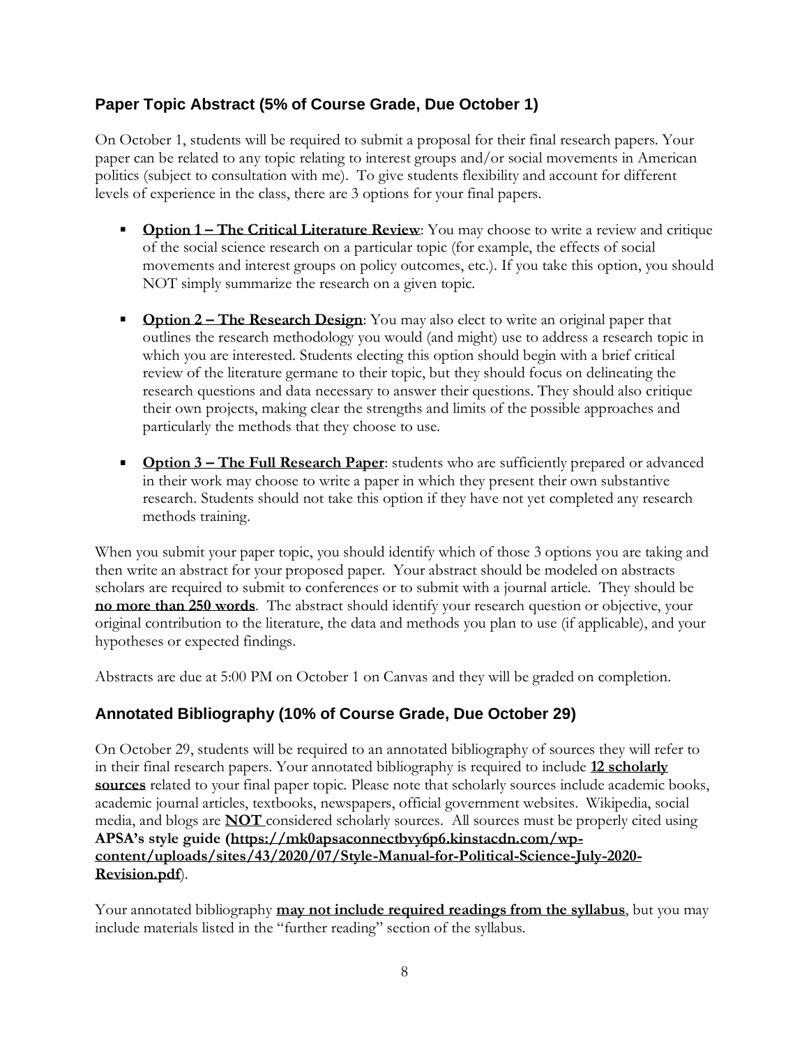## Paper Topic Abstract (5% of Course Grade, Due October 1)

On October 1, students will be required to submit a proposal for their final research papers. Your paper can be related to any topic relating to interest groups and/or social movements in American politics (subject to consultation with me). To give students flexibility and account for different levels of experience in the class, there are 3 options for your final papers.

- **Option 1 – The Critical Literature Review**: You may choose to write a review and critique of the social science research on a particular topic (for example, the effects of social movements and interest groups on policy outcomes, etc.). If you take this option, you should NOT simply summarize the research on a given topic.
- **Option 2 – The Research Design**: You may also elect to write an original paper that outlines the research methodology you would (and might) use to address a research topic in which you are interested. Students electing this option should begin with a brief critical review of the literature germane to their topic, but they should focus on delineating the research questions and data necessary to answer their questions. They should also critique their own projects, making clear the strengths and limits of the possible approaches and particularly the methods that they choose to use.
- **Option 3 – The Full Research Paper**: students who are sufficiently prepared or advanced in their work may choose to write a paper in which they present their own substantive research. Students should not take this option if they have not yet completed any research methods training.

When you submit your paper topic, you should identify which of those 3 options you are taking and then write an abstract for your proposed paper. Your abstract should be modeled on abstracts scholars are required to submit to conferences or to submit with a journal article. They should be **no more than 250 words**. The abstract should identify your research question or objective, your original contribution to the literature, the data and methods you plan to use (if applicable), and your hypotheses or expected findings.

Abstracts are due at 5:00 PM on October 1 on Canvas and they will be graded on completion.

## Annotated Bibliography (10% of Course Grade, Due October 29)

On October 29, students will be required to an annotated bibliography of sources they will refer to in their final research papers. Your annotated bibliography is required to include **12 scholarly sources** related to your final paper topic. Please note that scholarly sources include academic books, academic journal articles, textbooks, newspapers, official government websites. Wikipedia, social media, and blogs are **NOT** considered scholarly sources. All sources must be properly cited using **APSA's style guide (https://mk0apsaconnectbvy6p6.kinstacdn.com/wp-content/uploads/sites/43/2020/07/Style-Manual-for-Political-Science-July-2020-Revision.pdf**).

Your annotated bibliography **may not include required readings from the syllabus**, but you may include materials listed in the "further reading" section of the syllabus.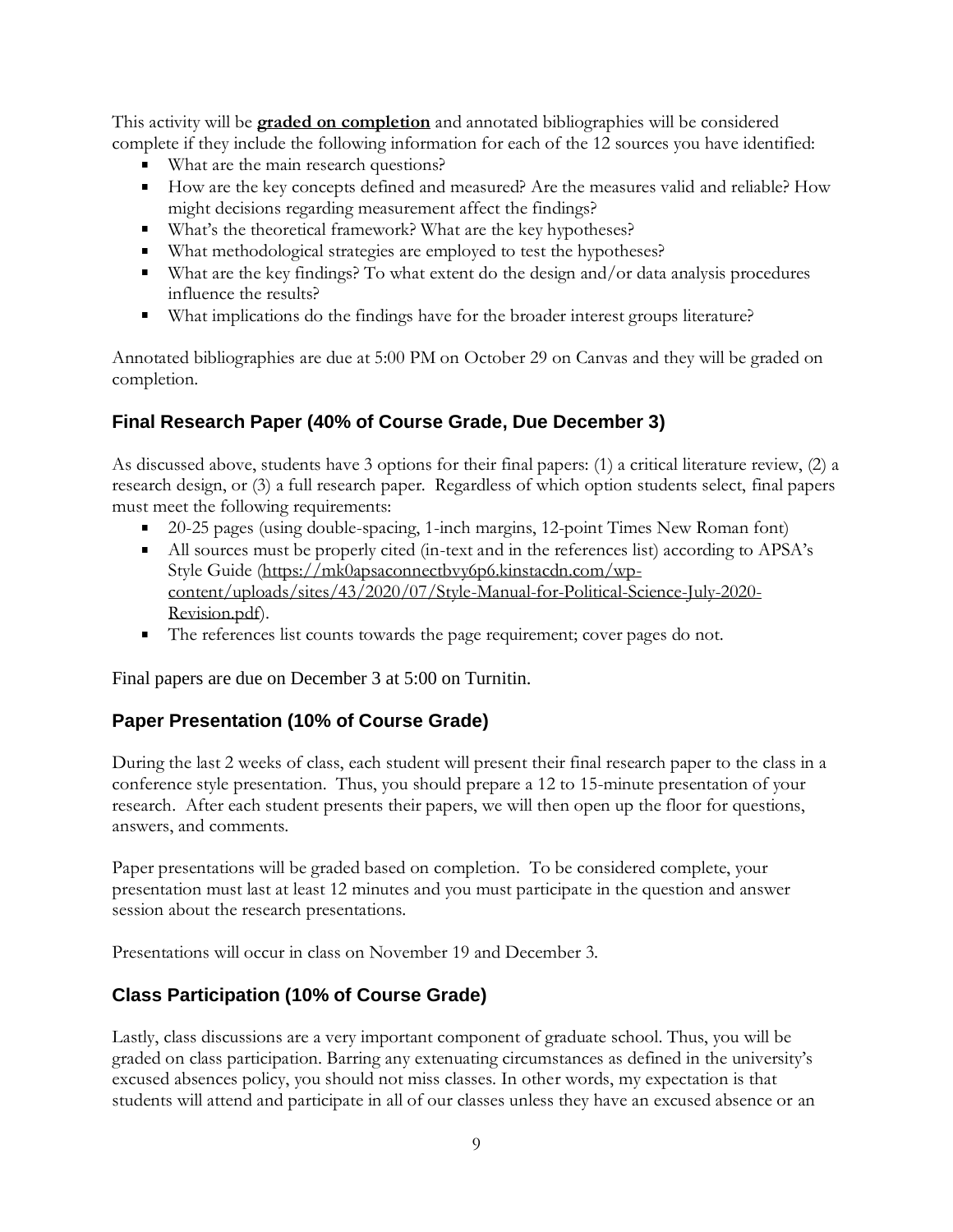This activity will be **graded on completion** and annotated bibliographies will be considered complete if they include the following information for each of the 12 sources you have identified:

- What are the main research questions?
- How are the key concepts defined and measured? Are the measures valid and reliable? How might decisions regarding measurement affect the findings?
- What's the theoretical framework? What are the key hypotheses?
- What methodological strategies are employed to test the hypotheses?
- What are the key findings? To what extent do the design and/or data analysis procedures influence the results?
- What implications do the findings have for the broader interest groups literature?

Annotated bibliographies are due at 5:00 PM on October 29 on Canvas and they will be graded on completion.

### Final Research Paper (40% of Course Grade, Due December 3)

As discussed above, students have 3 options for their final papers: (1) a critical literature review, (2) a research design, or (3) a full research paper. Regardless of which option students select, final papers must meet the following requirements:

- 20-25 pages (using double-spacing, 1-inch margins, 12-point Times New Roman font)
- All sources must be properly cited (in-text and in the references list) according to APSA's Style Guide (https://mk0apsaconnectbvy6p6.kinstacdn.com/wp-content/uploads/sites/43/2020/07/Style-Manual-for-Political-Science-July-2020-Revision.pdf).
- The references list counts towards the page requirement; cover pages do not.

Final papers are due on December 3 at 5:00 on Turnitin.

### Paper Presentation (10% of Course Grade)

During the last 2 weeks of class, each student will present their final research paper to the class in a conference style presentation. Thus, you should prepare a 12 to 15-minute presentation of your research. After each student presents their papers, we will then open up the floor for questions, answers, and comments.

Paper presentations will be graded based on completion. To be considered complete, your presentation must last at least 12 minutes and you must participate in the question and answer session about the research presentations.

Presentations will occur in class on November 19 and December 3.

### Class Participation (10% of Course Grade)

Lastly, class discussions are a very important component of graduate school. Thus, you will be graded on class participation. Barring any extenuating circumstances as defined in the university's excused absences policy, you should not miss classes. In other words, my expectation is that students will attend and participate in all of our classes unless they have an excused absence or an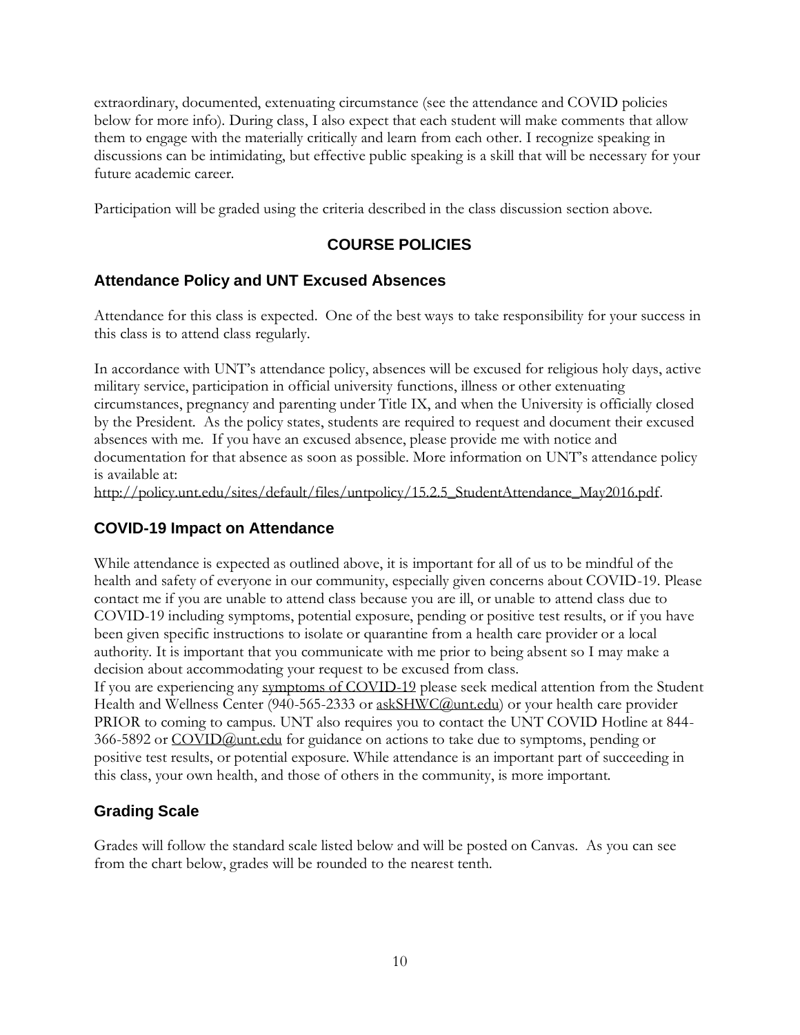extraordinary, documented, extenuating circumstance (see the attendance and COVID policies below for more info). During class, I also expect that each student will make comments that allow them to engage with the materially critically and learn from each other. I recognize speaking in discussions can be intimidating, but effective public speaking is a skill that will be necessary for your future academic career.

Participation will be graded using the criteria described in the class discussion section above.

## COURSE POLICIES

### Attendance Policy and UNT Excused Absences

Attendance for this class is expected. One of the best ways to take responsibility for your success in this class is to attend class regularly.

In accordance with UNT's attendance policy, absences will be excused for religious holy days, active military service, participation in official university functions, illness or other extenuating circumstances, pregnancy and parenting under Title IX, and when the University is officially closed by the President. As the policy states, students are required to request and document their excused absences with me. If you have an excused absence, please provide me with notice and documentation for that absence as soon as possible. More information on UNT's attendance policy is available at:
http://policy.unt.edu/sites/default/files/untpolicy/15.2.5_StudentAttendance_May2016.pdf.

### COVID-19 Impact on Attendance

While attendance is expected as outlined above, it is important for all of us to be mindful of the health and safety of everyone in our community, especially given concerns about COVID-19. Please contact me if you are unable to attend class because you are ill, or unable to attend class due to COVID-19 including symptoms, potential exposure, pending or positive test results, or if you have been given specific instructions to isolate or quarantine from a health care provider or a local authority. It is important that you communicate with me prior to being absent so I may make a decision about accommodating your request to be excused from class.
If you are experiencing any symptoms of COVID-19 please seek medical attention from the Student Health and Wellness Center (940-565-2333 or askSHWC@unt.edu) or your health care provider PRIOR to coming to campus. UNT also requires you to contact the UNT COVID Hotline at 844-366-5892 or COVID@unt.edu for guidance on actions to take due to symptoms, pending or positive test results, or potential exposure. While attendance is an important part of succeeding in this class, your own health, and those of others in the community, is more important.

### Grading Scale

Grades will follow the standard scale listed below and will be posted on Canvas. As you can see from the chart below, grades will be rounded to the nearest tenth.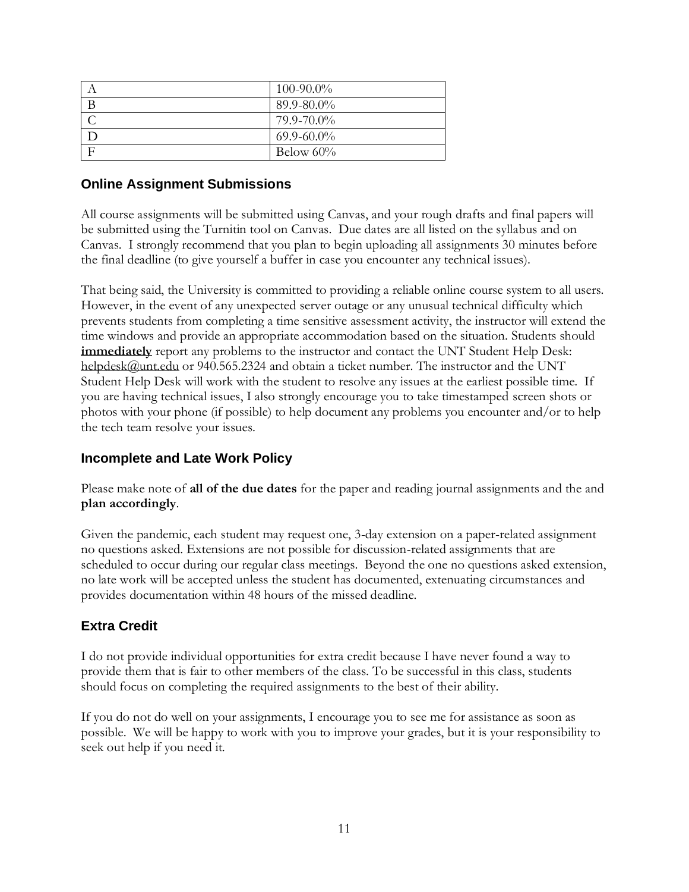| A | 100-90.0% |
|---|---|
| B | 89.9-80.0% |
| C | 79.9-70.0% |
| D | 69.9-60.0% |
| F | Below 60% |

## Online Assignment Submissions

All course assignments will be submitted using Canvas, and your rough drafts and final papers will be submitted using the Turnitin tool on Canvas. Due dates are all listed on the syllabus and on Canvas. I strongly recommend that you plan to begin uploading all assignments 30 minutes before the final deadline (to give yourself a buffer in case you encounter any technical issues).

That being said, the University is committed to providing a reliable online course system to all users. However, in the event of any unexpected server outage or any unusual technical difficulty which prevents students from completing a time sensitive assessment activity, the instructor will extend the time windows and provide an appropriate accommodation based on the situation. Students should **immediately** report any problems to the instructor and contact the UNT Student Help Desk: helpdesk@unt.edu or 940.565.2324 and obtain a ticket number. The instructor and the UNT Student Help Desk will work with the student to resolve any issues at the earliest possible time. If you are having technical issues, I also strongly encourage you to take timestamped screen shots or photos with your phone (if possible) to help document any problems you encounter and/or to help the tech team resolve your issues.

## Incomplete and Late Work Policy

Please make note of **all of the due dates** for the paper and reading journal assignments and the and **plan accordingly**.

Given the pandemic, each student may request one, 3-day extension on a paper-related assignment no questions asked. Extensions are not possible for discussion-related assignments that are scheduled to occur during our regular class meetings. Beyond the one no questions asked extension, no late work will be accepted unless the student has documented, extenuating circumstances and provides documentation within 48 hours of the missed deadline.

## Extra Credit

I do not provide individual opportunities for extra credit because I have never found a way to provide them that is fair to other members of the class. To be successful in this class, students should focus on completing the required assignments to the best of their ability.

If you do not do well on your assignments, I encourage you to see me for assistance as soon as possible. We will be happy to work with you to improve your grades, but it is your responsibility to seek out help if you need it.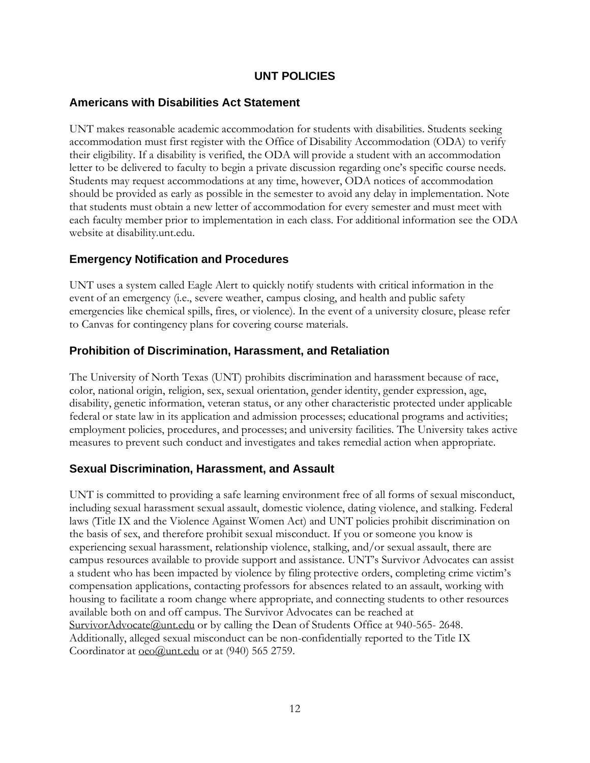# UNT POLICIES

## Americans with Disabilities Act Statement

UNT makes reasonable academic accommodation for students with disabilities. Students seeking accommodation must first register with the Office of Disability Accommodation (ODA) to verify their eligibility. If a disability is verified, the ODA will provide a student with an accommodation letter to be delivered to faculty to begin a private discussion regarding one's specific course needs. Students may request accommodations at any time, however, ODA notices of accommodation should be provided as early as possible in the semester to avoid any delay in implementation. Note that students must obtain a new letter of accommodation for every semester and must meet with each faculty member prior to implementation in each class. For additional information see the ODA website at disability.unt.edu.

## Emergency Notification and Procedures

UNT uses a system called Eagle Alert to quickly notify students with critical information in the event of an emergency (i.e., severe weather, campus closing, and health and public safety emergencies like chemical spills, fires, or violence). In the event of a university closure, please refer to Canvas for contingency plans for covering course materials.

## Prohibition of Discrimination, Harassment, and Retaliation

The University of North Texas (UNT) prohibits discrimination and harassment because of race, color, national origin, religion, sex, sexual orientation, gender identity, gender expression, age, disability, genetic information, veteran status, or any other characteristic protected under applicable federal or state law in its application and admission processes; educational programs and activities; employment policies, procedures, and processes; and university facilities. The University takes active measures to prevent such conduct and investigates and takes remedial action when appropriate.

## Sexual Discrimination, Harassment, and Assault

UNT is committed to providing a safe learning environment free of all forms of sexual misconduct, including sexual harassment sexual assault, domestic violence, dating violence, and stalking. Federal laws (Title IX and the Violence Against Women Act) and UNT policies prohibit discrimination on the basis of sex, and therefore prohibit sexual misconduct. If you or someone you know is experiencing sexual harassment, relationship violence, stalking, and/or sexual assault, there are campus resources available to provide support and assistance. UNT's Survivor Advocates can assist a student who has been impacted by violence by filing protective orders, completing crime victim's compensation applications, contacting professors for absences related to an assault, working with housing to facilitate a room change where appropriate, and connecting students to other resources available both on and off campus. The Survivor Advocates can be reached at SurvivorAdvocate@unt.edu or by calling the Dean of Students Office at 940-565- 2648. Additionally, alleged sexual misconduct can be non-confidentially reported to the Title IX Coordinator at oeo@unt.edu or at (940) 565 2759.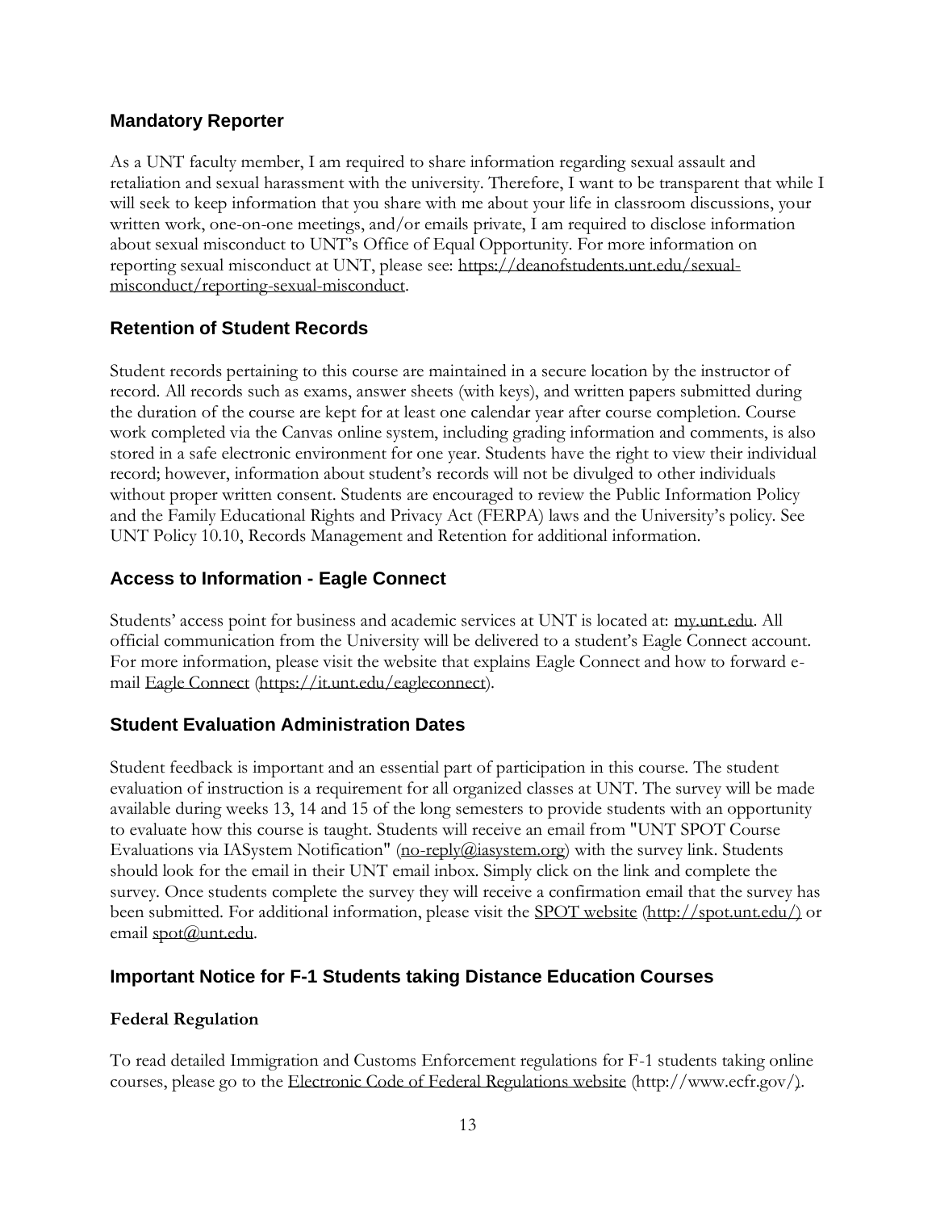## Mandatory Reporter

As a UNT faculty member, I am required to share information regarding sexual assault and retaliation and sexual harassment with the university. Therefore, I want to be transparent that while I will seek to keep information that you share with me about your life in classroom discussions, your written work, one-on-one meetings, and/or emails private, I am required to disclose information about sexual misconduct to UNT's Office of Equal Opportunity. For more information on reporting sexual misconduct at UNT, please see: https://deanofstudents.unt.edu/sexual-misconduct/reporting-sexual-misconduct.

## Retention of Student Records

Student records pertaining to this course are maintained in a secure location by the instructor of record. All records such as exams, answer sheets (with keys), and written papers submitted during the duration of the course are kept for at least one calendar year after course completion. Course work completed via the Canvas online system, including grading information and comments, is also stored in a safe electronic environment for one year. Students have the right to view their individual record; however, information about student's records will not be divulged to other individuals without proper written consent. Students are encouraged to review the Public Information Policy and the Family Educational Rights and Privacy Act (FERPA) laws and the University's policy. See UNT Policy 10.10, Records Management and Retention for additional information.

## Access to Information - Eagle Connect

Students' access point for business and academic services at UNT is located at: my.unt.edu. All official communication from the University will be delivered to a student's Eagle Connect account. For more information, please visit the website that explains Eagle Connect and how to forward e-mail Eagle Connect (https://it.unt.edu/eagleconnect).

## Student Evaluation Administration Dates

Student feedback is important and an essential part of participation in this course. The student evaluation of instruction is a requirement for all organized classes at UNT. The survey will be made available during weeks 13, 14 and 15 of the long semesters to provide students with an opportunity to evaluate how this course is taught. Students will receive an email from "UNT SPOT Course Evaluations via IASystem Notification" (no-reply@iasystem.org) with the survey link. Students should look for the email in their UNT email inbox. Simply click on the link and complete the survey. Once students complete the survey they will receive a confirmation email that the survey has been submitted. For additional information, please visit the SPOT website (http://spot.unt.edu/) or email spot@unt.edu.

## Important Notice for F-1 Students taking Distance Education Courses

### Federal Regulation

To read detailed Immigration and Customs Enforcement regulations for F-1 students taking online courses, please go to the Electronic Code of Federal Regulations website (http://www.ecfr.gov/).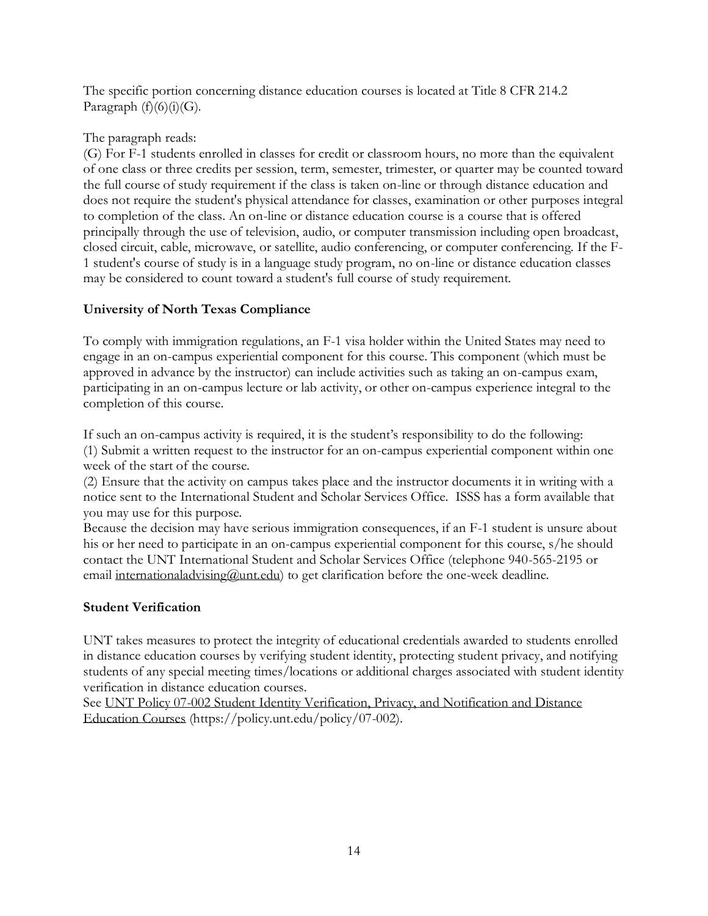The specific portion concerning distance education courses is located at Title 8 CFR 214.2 Paragraph (f)(6)(i)(G).

The paragraph reads:
(G) For F-1 students enrolled in classes for credit or classroom hours, no more than the equivalent of one class or three credits per session, term, semester, trimester, or quarter may be counted toward the full course of study requirement if the class is taken on-line or through distance education and does not require the student's physical attendance for classes, examination or other purposes integral to completion of the class. An on-line or distance education course is a course that is offered principally through the use of television, audio, or computer transmission including open broadcast, closed circuit, cable, microwave, or satellite, audio conferencing, or computer conferencing. If the F-1 student's course of study is in a language study program, no on-line or distance education classes may be considered to count toward a student's full course of study requirement.

**University of North Texas Compliance**

To comply with immigration regulations, an F-1 visa holder within the United States may need to engage in an on-campus experiential component for this course. This component (which must be approved in advance by the instructor) can include activities such as taking an on-campus exam, participating in an on-campus lecture or lab activity, or other on-campus experience integral to the completion of this course.

If such an on-campus activity is required, it is the student's responsibility to do the following:
(1) Submit a written request to the instructor for an on-campus experiential component within one week of the start of the course.
(2) Ensure that the activity on campus takes place and the instructor documents it in writing with a notice sent to the International Student and Scholar Services Office. ISSS has a form available that you may use for this purpose.
Because the decision may have serious immigration consequences, if an F-1 student is unsure about his or her need to participate in an on-campus experiential component for this course, s/he should contact the UNT International Student and Scholar Services Office (telephone 940-565-2195 or email internationaladvising@unt.edu) to get clarification before the one-week deadline.

**Student Verification**

UNT takes measures to protect the integrity of educational credentials awarded to students enrolled in distance education courses by verifying student identity, protecting student privacy, and notifying students of any special meeting times/locations or additional charges associated with student identity verification in distance education courses.
See UNT Policy 07-002 Student Identity Verification, Privacy, and Notification and Distance Education Courses (https://policy.unt.edu/policy/07-002).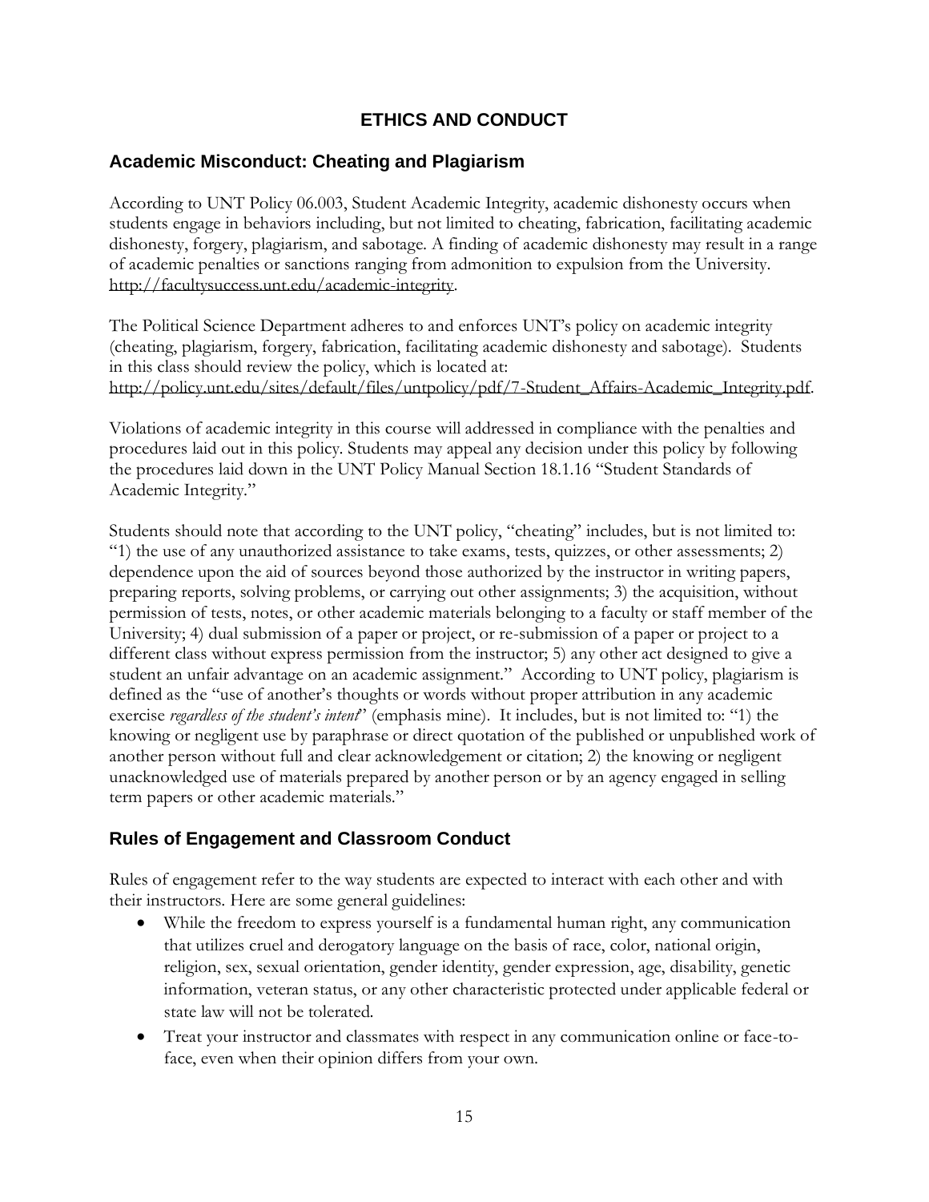# ETHICS AND CONDUCT

## Academic Misconduct: Cheating and Plagiarism

According to UNT Policy 06.003, Student Academic Integrity, academic dishonesty occurs when students engage in behaviors including, but not limited to cheating, fabrication, facilitating academic dishonesty, forgery, plagiarism, and sabotage. A finding of academic dishonesty may result in a range of academic penalties or sanctions ranging from admonition to expulsion from the University. http://facultysuccess.unt.edu/academic-integrity.

The Political Science Department adheres to and enforces UNT's policy on academic integrity (cheating, plagiarism, forgery, fabrication, facilitating academic dishonesty and sabotage). Students in this class should review the policy, which is located at: http://policy.unt.edu/sites/default/files/untpolicy/pdf/7-Student_Affairs-Academic_Integrity.pdf.

Violations of academic integrity in this course will addressed in compliance with the penalties and procedures laid out in this policy. Students may appeal any decision under this policy by following the procedures laid down in the UNT Policy Manual Section 18.1.16 "Student Standards of Academic Integrity."

Students should note that according to the UNT policy, "cheating" includes, but is not limited to: "1) the use of any unauthorized assistance to take exams, tests, quizzes, or other assessments; 2) dependence upon the aid of sources beyond those authorized by the instructor in writing papers, preparing reports, solving problems, or carrying out other assignments; 3) the acquisition, without permission of tests, notes, or other academic materials belonging to a faculty or staff member of the University; 4) dual submission of a paper or project, or re-submission of a paper or project to a different class without express permission from the instructor; 5) any other act designed to give a student an unfair advantage on an academic assignment." According to UNT policy, plagiarism is defined as the "use of another's thoughts or words without proper attribution in any academic exercise *regardless of the student's intent*" (emphasis mine). It includes, but is not limited to: "1) the knowing or negligent use by paraphrase or direct quotation of the published or unpublished work of another person without full and clear acknowledgement or citation; 2) the knowing or negligent unacknowledged use of materials prepared by another person or by an agency engaged in selling term papers or other academic materials."

## Rules of Engagement and Classroom Conduct

Rules of engagement refer to the way students are expected to interact with each other and with their instructors. Here are some general guidelines:

- While the freedom to express yourself is a fundamental human right, any communication that utilizes cruel and derogatory language on the basis of race, color, national origin, religion, sex, sexual orientation, gender identity, gender expression, age, disability, genetic information, veteran status, or any other characteristic protected under applicable federal or state law will not be tolerated.
- Treat your instructor and classmates with respect in any communication online or face-to-face, even when their opinion differs from your own.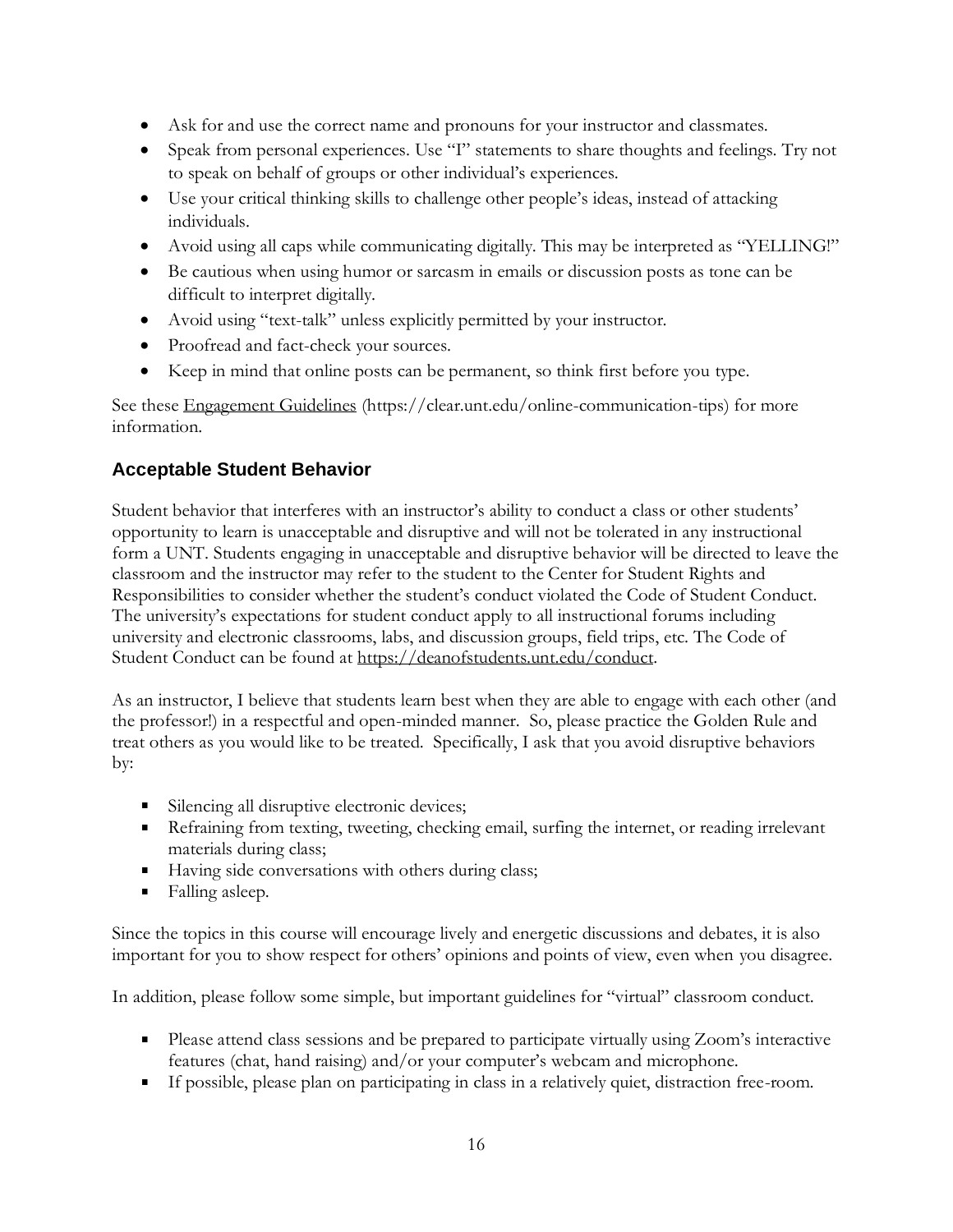- Ask for and use the correct name and pronouns for your instructor and classmates.
- Speak from personal experiences. Use "I" statements to share thoughts and feelings. Try not to speak on behalf of groups or other individual's experiences.
- Use your critical thinking skills to challenge other people's ideas, instead of attacking individuals.
- Avoid using all caps while communicating digitally. This may be interpreted as "YELLING!"
- Be cautious when using humor or sarcasm in emails or discussion posts as tone can be difficult to interpret digitally.
- Avoid using "text-talk" unless explicitly permitted by your instructor.
- Proofread and fact-check your sources.
- Keep in mind that online posts can be permanent, so think first before you type.

See these Engagement Guidelines (https://clear.unt.edu/online-communication-tips) for more information.

## Acceptable Student Behavior

Student behavior that interferes with an instructor's ability to conduct a class or other students' opportunity to learn is unacceptable and disruptive and will not be tolerated in any instructional form a UNT. Students engaging in unacceptable and disruptive behavior will be directed to leave the classroom and the instructor may refer to the student to the Center for Student Rights and Responsibilities to consider whether the student's conduct violated the Code of Student Conduct. The university's expectations for student conduct apply to all instructional forums including university and electronic classrooms, labs, and discussion groups, field trips, etc. The Code of Student Conduct can be found at https://deanofstudents.unt.edu/conduct.

As an instructor, I believe that students learn best when they are able to engage with each other (and the professor!) in a respectful and open-minded manner. So, please practice the Golden Rule and treat others as you would like to be treated. Specifically, I ask that you avoid disruptive behaviors by:

- Silencing all disruptive electronic devices;
- Refraining from texting, tweeting, checking email, surfing the internet, or reading irrelevant materials during class;
- Having side conversations with others during class;
- Falling asleep.

Since the topics in this course will encourage lively and energetic discussions and debates, it is also important for you to show respect for others' opinions and points of view, even when you disagree.

In addition, please follow some simple, but important guidelines for "virtual" classroom conduct.

- Please attend class sessions and be prepared to participate virtually using Zoom's interactive features (chat, hand raising) and/or your computer's webcam and microphone.
- If possible, please plan on participating in class in a relatively quiet, distraction free-room.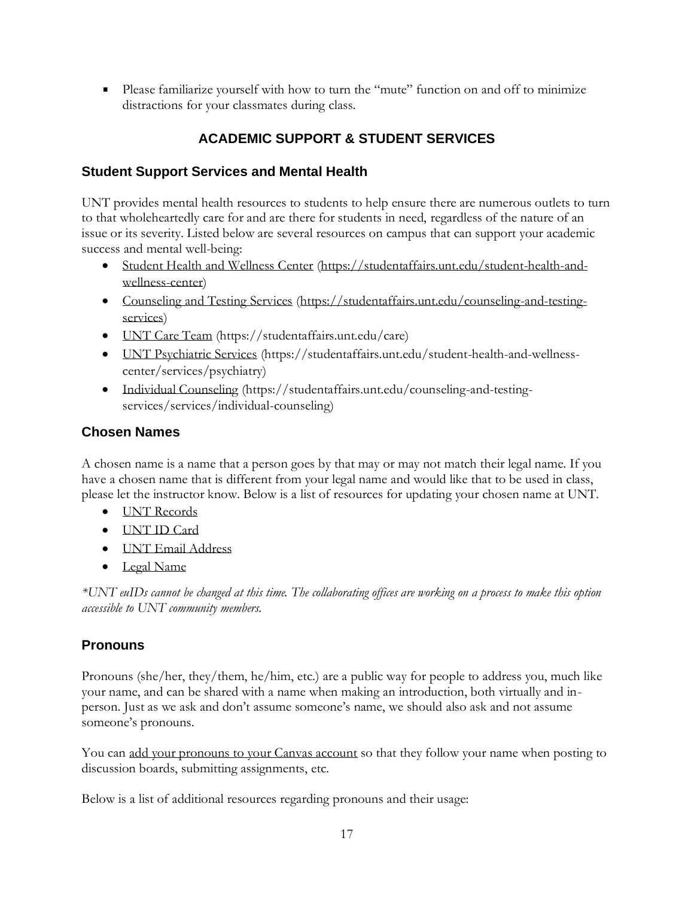- Please familiarize yourself with how to turn the "mute" function on and off to minimize distractions for your classmates during class.

## ACADEMIC SUPPORT & STUDENT SERVICES

### Student Support Services and Mental Health

UNT provides mental health resources to students to help ensure there are numerous outlets to turn to that wholeheartedly care for and are there for students in need, regardless of the nature of an issue or its severity. Listed below are several resources on campus that can support your academic success and mental well-being:

- Student Health and Wellness Center (https://studentaffairs.unt.edu/student-health-and-wellness-center)
- Counseling and Testing Services (https://studentaffairs.unt.edu/counseling-and-testing-services)
- UNT Care Team (https://studentaffairs.unt.edu/care)
- UNT Psychiatric Services (https://studentaffairs.unt.edu/student-health-and-wellness-center/services/psychiatry)
- Individual Counseling (https://studentaffairs.unt.edu/counseling-and-testing-services/services/individual-counseling)

### Chosen Names

A chosen name is a name that a person goes by that may or may not match their legal name. If you have a chosen name that is different from your legal name and would like that to be used in class, please let the instructor know. Below is a list of resources for updating your chosen name at UNT.

- UNT Records
- UNT ID Card
- UNT Email Address
- Legal Name

*\*UNT euIDs cannot be changed at this time. The collaborating offices are working on a process to make this option accessible to UNT community members.*

### Pronouns

Pronouns (she/her, they/them, he/him, etc.) are a public way for people to address you, much like your name, and can be shared with a name when making an introduction, both virtually and in-person. Just as we ask and don't assume someone's name, we should also ask and not assume someone's pronouns.

You can add your pronouns to your Canvas account so that they follow your name when posting to discussion boards, submitting assignments, etc.

Below is a list of additional resources regarding pronouns and their usage: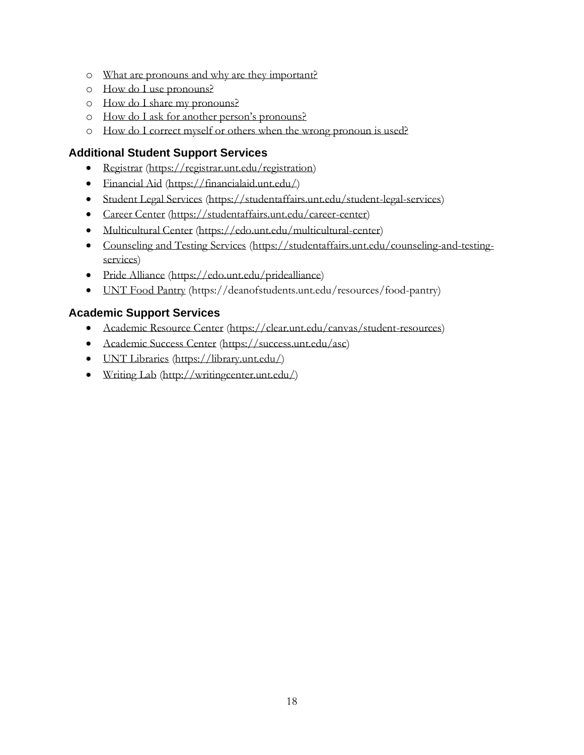- What are pronouns and why are they important?
  - How do I use pronouns?
  - How do I share my pronouns?
  - How do I ask for another person's pronouns?
  - How do I correct myself or others when the wrong pronoun is used?

### Additional Student Support Services

- Registrar (https://registrar.unt.edu/registration)
- Financial Aid (https://financialaid.unt.edu/)
- Student Legal Services (https://studentaffairs.unt.edu/student-legal-services)
- Career Center (https://studentaffairs.unt.edu/career-center)
- Multicultural Center (https://edo.unt.edu/multicultural-center)
- Counseling and Testing Services (https://studentaffairs.unt.edu/counseling-and-testing-services)
- Pride Alliance (https://edo.unt.edu/pridealliance)
- UNT Food Pantry (https://deanofstudents.unt.edu/resources/food-pantry)

### Academic Support Services

- Academic Resource Center (https://clear.unt.edu/canvas/student-resources)
- Academic Success Center (https://success.unt.edu/asc)
- UNT Libraries (https://library.unt.edu/)
- Writing Lab (http://writingcenter.unt.edu/)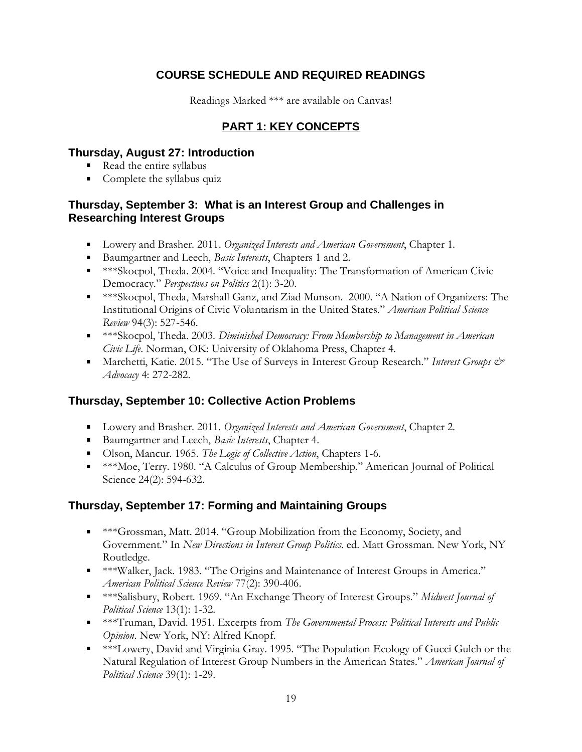## COURSE SCHEDULE AND REQUIRED READINGS

Readings Marked *** are available on Canvas!

## PART 1: KEY CONCEPTS

### Thursday, August 27: Introduction

- Read the entire syllabus
- Complete the syllabus quiz

### Thursday, September 3: What is an Interest Group and Challenges in Researching Interest Groups

- Lowery and Brasher. 2011. *Organized Interests and American Government*, Chapter 1.
- Baumgartner and Leech, *Basic Interests*, Chapters 1 and 2.
- ***Skocpol, Theda. 2004. "Voice and Inequality: The Transformation of American Civic Democracy." *Perspectives on Politics* 2(1): 3-20.
- ***Skocpol, Theda, Marshall Ganz, and Ziad Munson. 2000. "A Nation of Organizers: The Institutional Origins of Civic Voluntarism in the United States." *American Political Science Review* 94(3): 527-546.
- ***Skocpol, Theda. 2003. *Diminished Democracy: From Membership to Management in American Civic Life*. Norman, OK: University of Oklahoma Press, Chapter 4.
- Marchetti, Katie. 2015. "The Use of Surveys in Interest Group Research." *Interest Groups & Advocacy* 4: 272-282.

### Thursday, September 10: Collective Action Problems

- Lowery and Brasher. 2011. *Organized Interests and American Government*, Chapter 2.
- Baumgartner and Leech, *Basic Interests*, Chapter 4.
- Olson, Mancur. 1965. *The Logic of Collective Action*, Chapters 1-6.
- ***Moe, Terry. 1980. "A Calculus of Group Membership." American Journal of Political Science 24(2): 594-632.

### Thursday, September 17: Forming and Maintaining Groups

- ***Grossman, Matt. 2014. "Group Mobilization from the Economy, Society, and Government." In *New Directions in Interest Group Politics*. ed. Matt Grossman. New York, NY Routledge.
- ***Walker, Jack. 1983. "The Origins and Maintenance of Interest Groups in America." *American Political Science Review* 77(2): 390-406.
- ***Salisbury, Robert. 1969. "An Exchange Theory of Interest Groups." *Midwest Journal of Political Science* 13(1): 1-32.
- ***Truman, David. 1951. Excerpts from *The Governmental Process: Political Interests and Public Opinion*. New York, NY: Alfred Knopf.
- ***Lowery, David and Virginia Gray. 1995. "The Population Ecology of Gucci Gulch or the Natural Regulation of Interest Group Numbers in the American States." *American Journal of Political Science* 39(1): 1-29.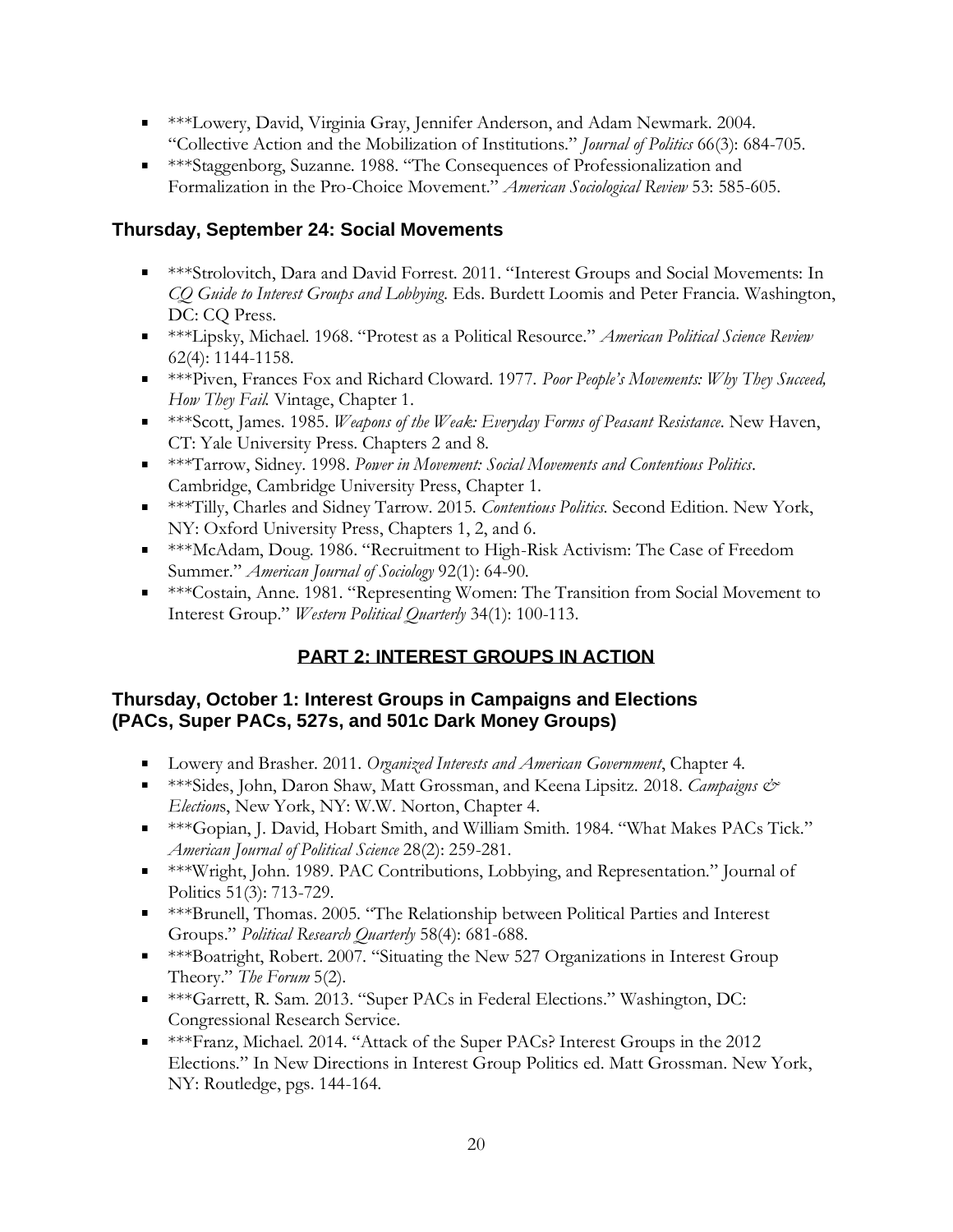- ***Lowery, David, Virginia Gray, Jennifer Anderson, and Adam Newmark. 2004. "Collective Action and the Mobilization of Institutions." *Journal of Politics* 66(3): 684-705.
- ***Staggenborg, Suzanne. 1988. "The Consequences of Professionalization and Formalization in the Pro-Choice Movement." *American Sociological Review* 53: 585-605.

### Thursday, September 24: Social Movements

- ***Strolovitch, Dara and David Forrest. 2011. "Interest Groups and Social Movements: In *CQ Guide to Interest Groups and Lobbying*. Eds. Burdett Loomis and Peter Francia. Washington, DC: CQ Press.
- ***Lipsky, Michael. 1968. "Protest as a Political Resource." *American Political Science Review* 62(4): 1144-1158.
- ***Piven, Frances Fox and Richard Cloward. 1977. *Poor People's Movements: Why They Succeed, How They Fail.* Vintage, Chapter 1.
- ***Scott, James. 1985. *Weapons of the Weak: Everyday Forms of Peasant Resistance*. New Haven, CT: Yale University Press. Chapters 2 and 8.
- ***Tarrow, Sidney. 1998. *Power in Movement: Social Movements and Contentious Politics*. Cambridge, Cambridge University Press, Chapter 1.
- ***Tilly, Charles and Sidney Tarrow. 2015. *Contentious Politics.* Second Edition. New York, NY: Oxford University Press, Chapters 1, 2, and 6.
- ***McAdam, Doug. 1986. "Recruitment to High-Risk Activism: The Case of Freedom Summer." *American Journal of Sociology* 92(1): 64-90.
- ***Costain, Anne. 1981. "Representing Women: The Transition from Social Movement to Interest Group." *Western Political Quarterly* 34(1): 100-113.

## PART 2: INTEREST GROUPS IN ACTION

### Thursday, October 1: Interest Groups in Campaigns and Elections (PACs, Super PACs, 527s, and 501c Dark Money Groups)

- Lowery and Brasher. 2011. *Organized Interests and American Government*, Chapter 4.
- ***Sides, John, Daron Shaw, Matt Grossman, and Keena Lipsitz. 2018. *Campaigns & Elections*, New York, NY: W.W. Norton, Chapter 4.
- ***Gopian, J. David, Hobart Smith, and William Smith. 1984. "What Makes PACs Tick." *American Journal of Political Science* 28(2): 259-281.
- ***Wright, John. 1989. PAC Contributions, Lobbying, and Representation." Journal of Politics 51(3): 713-729.
- ***Brunell, Thomas. 2005. "The Relationship between Political Parties and Interest Groups." *Political Research Quarterly* 58(4): 681-688.
- ***Boatright, Robert. 2007. "Situating the New 527 Organizations in Interest Group Theory." *The Forum* 5(2).
- ***Garrett, R. Sam. 2013. "Super PACs in Federal Elections." Washington, DC: Congressional Research Service.
- ***Franz, Michael. 2014. "Attack of the Super PACs? Interest Groups in the 2012 Elections." In New Directions in Interest Group Politics ed. Matt Grossman. New York, NY: Routledge, pgs. 144-164.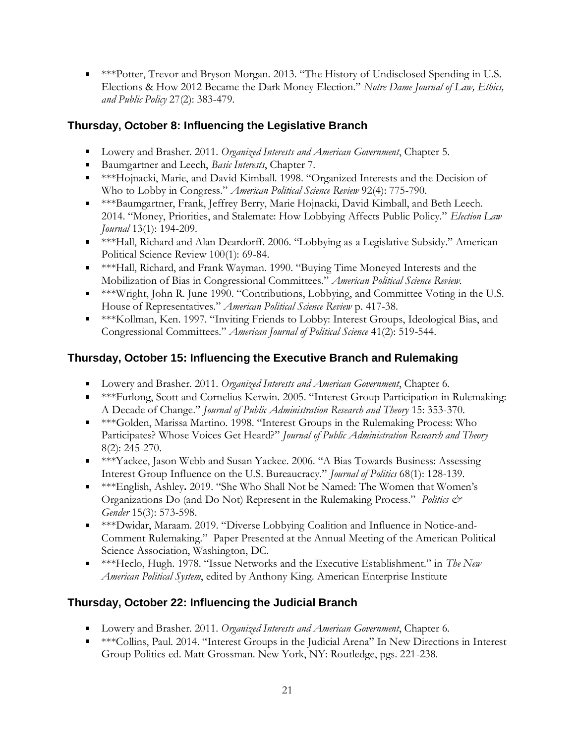- ***Potter, Trevor and Bryson Morgan. 2013. "The History of Undisclosed Spending in U.S. Elections & How 2012 Became the Dark Money Election." *Notre Dame Journal of Law, Ethics, and Public Policy* 27(2): 383-479.

### Thursday, October 8: Influencing the Legislative Branch

- Lowery and Brasher. 2011. *Organized Interests and American Government*, Chapter 5.
- Baumgartner and Leech, *Basic Interests*, Chapter 7.
- ***Hojnacki, Marie, and David Kimball. 1998. "Organized Interests and the Decision of Who to Lobby in Congress." *American Political Science Review* 92(4): 775-790.
- ***Baumgartner, Frank, Jeffrey Berry, Marie Hojnacki, David Kimball, and Beth Leech. 2014. "Money, Priorities, and Stalemate: How Lobbying Affects Public Policy." *Election Law Journal* 13(1): 194-209.
- ***Hall, Richard and Alan Deardorff. 2006. "Lobbying as a Legislative Subsidy." American Political Science Review 100(1): 69-84.
- ***Hall, Richard, and Frank Wayman. 1990. "Buying Time Moneyed Interests and the Mobilization of Bias in Congressional Committees." *American Political Science Review.*
- ***Wright, John R. June 1990. "Contributions, Lobbying, and Committee Voting in the U.S. House of Representatives." *American Political Science Review* p. 417-38.
- ***Kollman, Ken. 1997. "Inviting Friends to Lobby: Interest Groups, Ideological Bias, and Congressional Committees." *American Journal of Political Science* 41(2): 519-544.

### Thursday, October 15: Influencing the Executive Branch and Rulemaking

- Lowery and Brasher. 2011. *Organized Interests and American Government*, Chapter 6.
- ***Furlong, Scott and Cornelius Kerwin. 2005. "Interest Group Participation in Rulemaking: A Decade of Change." *Journal of Public Administration Research and Theory* 15: 353-370.
- ***Golden, Marissa Martino. 1998. "Interest Groups in the Rulemaking Process: Who Participates? Whose Voices Get Heard?" *Journal of Public Administration Research and Theory* 8(2): 245-270.
- ***Yackee, Jason Webb and Susan Yackee. 2006. "A Bias Towards Business: Assessing Interest Group Influence on the U.S. Bureaucracy." *Journal of Politics* 68(1): 128-139.
- ***English, Ashley**.** 2019. "She Who Shall Not be Named: The Women that Women's Organizations Do (and Do Not) Represent in the Rulemaking Process." *Politics & Gender* 15(3): 573-598.
- ***Dwidar, Maraam. 2019. "Diverse Lobbying Coalition and Influence in Notice-and-Comment Rulemaking." Paper Presented at the Annual Meeting of the American Political Science Association, Washington, DC.
- ***Heclo, Hugh. 1978. "Issue Networks and the Executive Establishment." in *The New American Political System*, edited by Anthony King. American Enterprise Institute

### Thursday, October 22: Influencing the Judicial Branch

- Lowery and Brasher. 2011. *Organized Interests and American Government*, Chapter 6.
- ***Collins, Paul. 2014. "Interest Groups in the Judicial Arena" In New Directions in Interest Group Politics ed. Matt Grossman. New York, NY: Routledge, pgs. 221-238.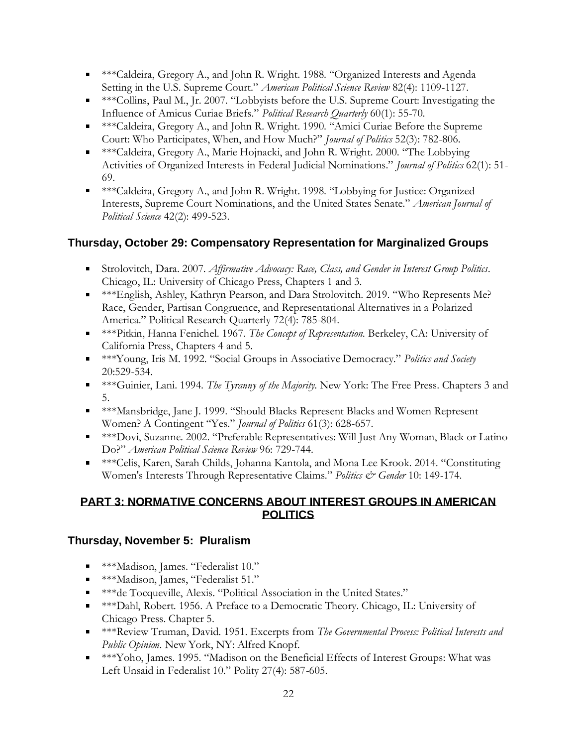- ***Caldeira, Gregory A., and John R. Wright. 1988. "Organized Interests and Agenda Setting in the U.S. Supreme Court." *American Political Science Review* 82(4): 1109-1127.
- ***Collins, Paul M., Jr. 2007. "Lobbyists before the U.S. Supreme Court: Investigating the Influence of Amicus Curiae Briefs." *Political Research Quarterly* 60(1): 55-70.
- ***Caldeira, Gregory A., and John R. Wright. 1990. "Amici Curiae Before the Supreme Court: Who Participates, When, and How Much?" *Journal of Politics* 52(3): 782-806.
- ***Caldeira, Gregory A., Marie Hojnacki, and John R. Wright. 2000. "The Lobbying Activities of Organized Interests in Federal Judicial Nominations." *Journal of Politics* 62(1): 51-69.
- ***Caldeira, Gregory A., and John R. Wright. 1998. "Lobbying for Justice: Organized Interests, Supreme Court Nominations, and the United States Senate." *American Journal of Political Science* 42(2): 499-523.

### Thursday, October 29: Compensatory Representation for Marginalized Groups

- Strolovitch, Dara. 2007. *Affirmative Advocacy: Race, Class, and Gender in Interest Group Politics*. Chicago, IL: University of Chicago Press, Chapters 1 and 3.
- ***English, Ashley, Kathryn Pearson, and Dara Strolovitch. 2019. "Who Represents Me? Race, Gender, Partisan Congruence, and Representational Alternatives in a Polarized America." Political Research Quarterly 72(4): 785-804.
- ***Pitkin, Hanna Fenichel. 1967. *The Concept of Representation*. Berkeley, CA: University of California Press, Chapters 4 and 5.
- ***Young, Iris M. 1992. "Social Groups in Associative Democracy." *Politics and Society* 20:529-534.
- ***Guinier, Lani. 1994. *The Tyranny of the Majority*. New York: The Free Press. Chapters 3 and 5.
- ***Mansbridge, Jane J. 1999. "Should Blacks Represent Blacks and Women Represent Women? A Contingent "Yes." *Journal of Politics* 61(3): 628-657.
- ***Dovi, Suzanne. 2002. "Preferable Representatives: Will Just Any Woman, Black or Latino Do?" *American Political Science Review* 96: 729-744.
- ***Celis, Karen, Sarah Childs, Johanna Kantola, and Mona Lee Krook. 2014. "Constituting Women's Interests Through Representative Claims." *Politics & Gender* 10: 149-174.

## PART 3: NORMATIVE CONCERNS ABOUT INTEREST GROUPS IN AMERICAN POLITICS

### Thursday, November 5: Pluralism

- ***Madison, James. "Federalist 10."
- ***Madison, James, "Federalist 51."
- ***de Tocqueville, Alexis. "Political Association in the United States."
- ***Dahl, Robert. 1956. A Preface to a Democratic Theory. Chicago, IL: University of Chicago Press. Chapter 5.
- ***Review Truman, David. 1951. Excerpts from *The Governmental Process: Political Interests and Public Opinion*. New York, NY: Alfred Knopf.
- ***Yoho, James. 1995. "Madison on the Beneficial Effects of Interest Groups: What was Left Unsaid in Federalist 10." Polity 27(4): 587-605.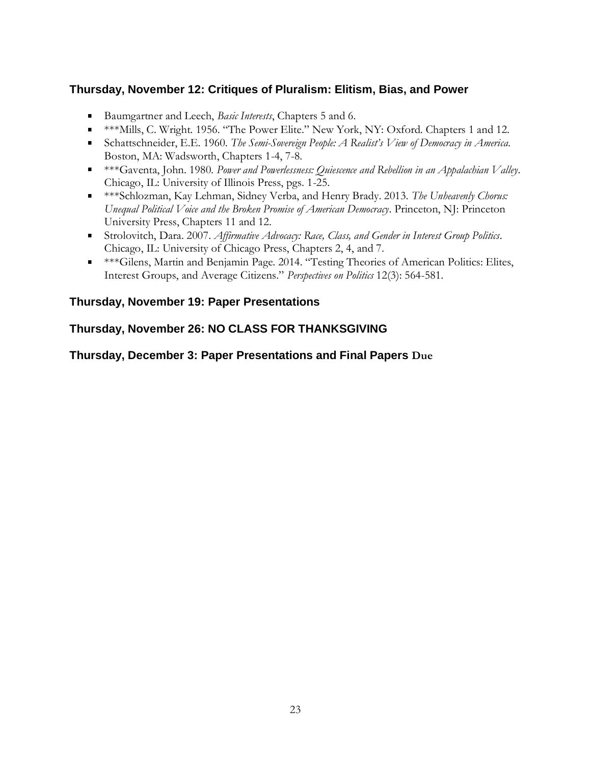### Thursday, November 12: Critiques of Pluralism: Elitism, Bias, and Power

- Baumgartner and Leech, *Basic Interests*, Chapters 5 and 6.
- ***Mills, C. Wright. 1956. "The Power Elite." New York, NY: Oxford. Chapters 1 and 12.
- Schattschneider, E.E. 1960. *The Semi-Sovereign People: A Realist's View of Democracy in America*. Boston, MA: Wadsworth, Chapters 1-4, 7-8.
- ***Gaventa, John. 1980. *Power and Powerlessness: Quiescence and Rebellion in an Appalachian Valley*. Chicago, IL: University of Illinois Press, pgs. 1-25.
- ***Schlozman, Kay Lehman, Sidney Verba, and Henry Brady. 2013. *The Unheavenly Chorus: Unequal Political Voice and the Broken Promise of American Democracy*. Princeton, NJ: Princeton University Press, Chapters 11 and 12.
- Strolovitch, Dara. 2007. *Affirmative Advocacy: Race, Class, and Gender in Interest Group Politics*. Chicago, IL: University of Chicago Press, Chapters 2, 4, and 7.
- ***Gilens, Martin and Benjamin Page. 2014. "Testing Theories of American Politics: Elites, Interest Groups, and Average Citizens." *Perspectives on Politics* 12(3): 564-581.

### Thursday, November 19: Paper Presentations

### Thursday, November 26: NO CLASS FOR THANKSGIVING

### Thursday, December 3: Paper Presentations and Final Papers Due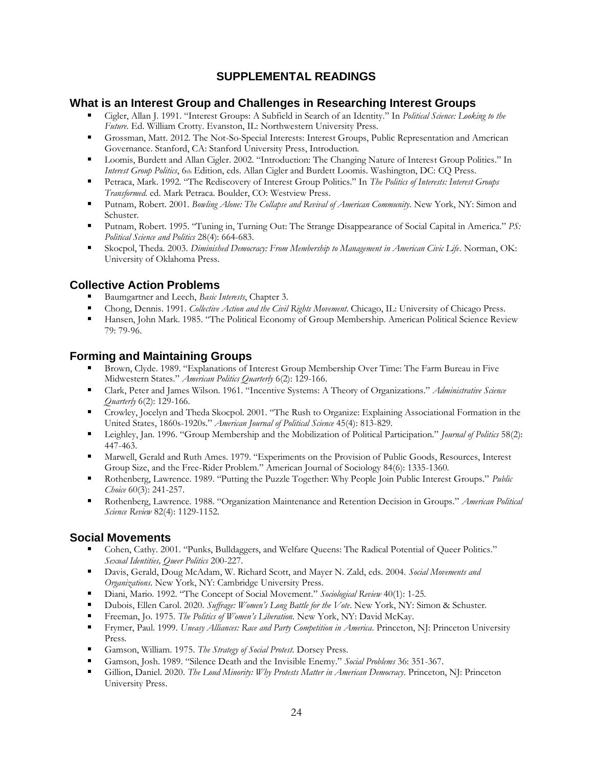# SUPPLEMENTAL READINGS

## What is an Interest Group and Challenges in Researching Interest Groups

- Cigler, Allan J. 1991. "Interest Groups: A Subfield in Search of an Identity." In *Political Science: Looking to the Future*. Ed. William Crotty. Evanston, IL: Northwestern University Press.
- Grossman, Matt. 2012. The Not-So-Special Interests: Interest Groups, Public Representation and American Governance. Stanford, CA: Stanford University Press, Introduction.
- Loomis, Burdett and Allan Cigler. 2002. "Introduction: The Changing Nature of Interest Group Politics." In *Interest Group Politics*, 6th Edition, eds. Allan Cigler and Burdett Loomis. Washington, DC: CQ Press.
- Petraca, Mark. 1992. "The Rediscovery of Interest Group Politics." In *The Politics of Interests: Interest Groups Transformed*. ed. Mark Petraca. Boulder, CO: Westview Press.
- Putnam, Robert. 2001. *Bowling Alone: The Collapse and Revival of American Community*. New York, NY: Simon and Schuster.
- Putnam, Robert. 1995. "Tuning in, Turning Out: The Strange Disappearance of Social Capital in America." *PS: Political Science and Politics* 28(4): 664-683.
- Skocpol, Theda. 2003. *Diminished Democracy: From Membership to Management in American Civic Life*. Norman, OK: University of Oklahoma Press.

## Collective Action Problems

- Baumgartner and Leech, *Basic Interests*, Chapter 3.
- Chong, Dennis. 1991. *Collective Action and the Civil Rights Movement*. Chicago, IL: University of Chicago Press.
- Hansen, John Mark. 1985. "The Political Economy of Group Membership. American Political Science Review 79: 79-96.

## Forming and Maintaining Groups

- Brown, Clyde. 1989. "Explanations of Interest Group Membership Over Time: The Farm Bureau in Five Midwestern States." *American Politics Quarterly* 6(2): 129-166.
- Clark, Peter and James Wilson. 1961. "Incentive Systems: A Theory of Organizations." *Administrative Science Quarterly* 6(2): 129-166.
- Crowley, Jocelyn and Theda Skocpol. 2001. "The Rush to Organize: Explaining Associational Formation in the United States, 1860s-1920s." *American Journal of Political Science* 45(4): 813-829.
- Leighley, Jan. 1996. "Group Membership and the Mobilization of Political Participation." *Journal of Politics* 58(2): 447-463.
- Marwell, Gerald and Ruth Ames. 1979. "Experiments on the Provision of Public Goods, Resources, Interest Group Size, and the Free-Rider Problem." American Journal of Sociology 84(6): 1335-1360.
- Rothenberg, Lawrence. 1989. "Putting the Puzzle Together: Why People Join Public Interest Groups." *Public Choice* 60(3): 241-257.
- Rothenberg, Lawrence. 1988. "Organization Maintenance and Retention Decision in Groups." *American Political Science Review* 82(4): 1129-1152.

## Social Movements

- Cohen, Cathy. 2001. "Punks, Bulldaggers, and Welfare Queens: The Radical Potential of Queer Politics." *Sexual Identities, Queer Politics* 200-227.
- Davis, Gerald, Doug McAdam, W. Richard Scott, and Mayer N. Zald, eds. 2004. *Social Movements and Organizations*. New York, NY: Cambridge University Press.
- Diani, Mario. 1992. "The Concept of Social Movement." *Sociological Review* 40(1): 1-25.
- Dubois, Ellen Carol. 2020. *Suffrage: Women's Long Battle for the Vote*. New York, NY: Simon & Schuster.
- Freeman, Jo. 1975. *The Politics of Women's Liberation*. New York, NY: David McKay.
- Frymer, Paul. 1999. *Uneasy Alliances: Race and Party Competition in America*. Princeton, NJ: Princeton University Press.
- Gamson, William. 1975. *The Strategy of Social Protest*. Dorsey Press.
- Gamson, Josh. 1989. "Silence Death and the Invisible Enemy." *Social Problems* 36: 351-367.
- Gillion, Daniel. 2020. *The Loud Minority: Why Protests Matter in American Democracy*. Princeton, NJ: Princeton University Press.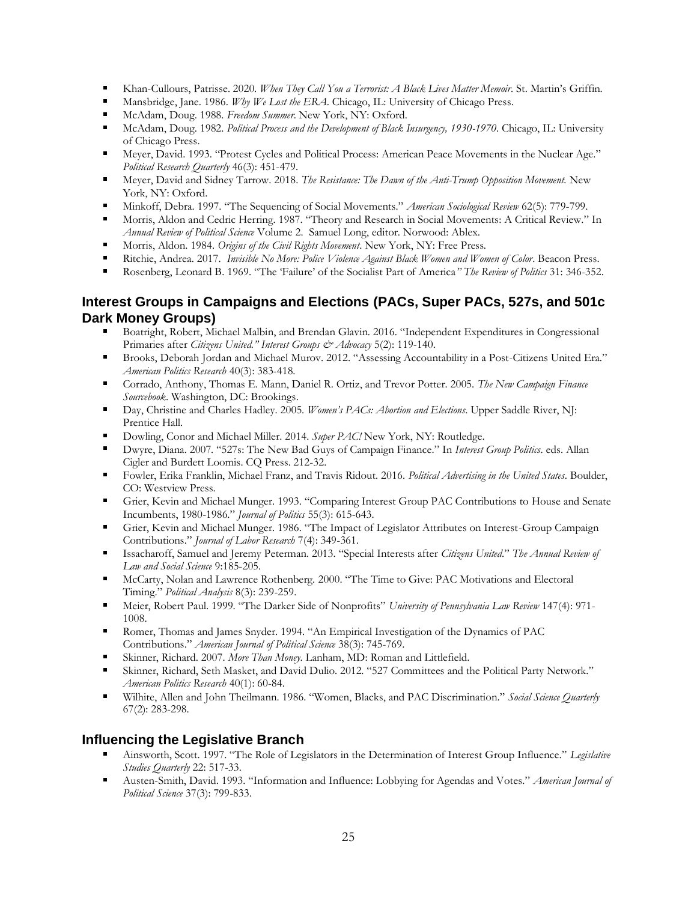- Khan-Cullours, Patrisse. 2020. *When They Call You a Terrorist: A Black Lives Matter Memoir*. St. Martin's Griffin.
- Mansbridge, Jane. 1986. *Why We Lost the ERA*. Chicago, IL: University of Chicago Press.
- McAdam, Doug. 1988. *Freedom Summer*. New York, NY: Oxford.
- McAdam, Doug. 1982. *Political Process and the Development of Black Insurgency, 1930-1970*. Chicago, IL: University of Chicago Press.
- Meyer, David. 1993. "Protest Cycles and Political Process: American Peace Movements in the Nuclear Age." *Political Research Quarterly* 46(3): 451-479.
- Meyer, David and Sidney Tarrow. 2018. *The Resistance: The Dawn of the Anti-Trump Opposition Movement.* New York, NY: Oxford.
- Minkoff, Debra. 1997. "The Sequencing of Social Movements." *American Sociological Review* 62(5): 779-799.
- Morris, Aldon and Cedric Herring. 1987. "Theory and Research in Social Movements: A Critical Review." In *Annual Review of Political Science* Volume 2. Samuel Long, editor. Norwood: Ablex.
- Morris, Aldon. 1984. *Origins of the Civil Rights Movement*. New York, NY: Free Press.
- Ritchie, Andrea. 2017. *Invisible No More: Police Violence Against Black Women and Women of Color*. Beacon Press.
- Rosenberg, Leonard B. 1969. "The 'Failure' of the Socialist Part of America*" The Review of Politics* 31: 346-352.

## Interest Groups in Campaigns and Elections (PACs, Super PACs, 527s, and 501c Dark Money Groups)

- Boatright, Robert, Michael Malbin, and Brendan Glavin. 2016. "Independent Expenditures in Congressional Primaries after *Citizens United." Interest Groups & Advocacy* 5(2): 119-140.
- Brooks, Deborah Jordan and Michael Murov. 2012. "Assessing Accountability in a Post-Citizens United Era." *American Politics Research* 40(3): 383-418.
- Corrado, Anthony, Thomas E. Mann, Daniel R. Ortiz, and Trevor Potter. 2005. *The New Campaign Finance Sourcebook*. Washington, DC: Brookings.
- Day, Christine and Charles Hadley. 2005. *Women's PACs: Abortion and Elections*. Upper Saddle River, NJ: Prentice Hall.
- Dowling, Conor and Michael Miller. 2014. *Super PAC!* New York, NY: Routledge.
- Dwyre, Diana. 2007. "527s: The New Bad Guys of Campaign Finance." In *Interest Group Politics*. eds. Allan Cigler and Burdett Loomis. CQ Press. 212-32.
- Fowler, Erika Franklin, Michael Franz, and Travis Ridout. 2016. *Political Advertising in the United States*. Boulder, CO: Westview Press.
- Grier, Kevin and Michael Munger. 1993. "Comparing Interest Group PAC Contributions to House and Senate Incumbents, 1980-1986." *Journal of Politics* 55(3): 615-643.
- Grier, Kevin and Michael Munger. 1986. "The Impact of Legislator Attributes on Interest-Group Campaign Contributions." *Journal of Labor Research* 7(4): 349-361.
- Issacharoff, Samuel and Jeremy Peterman. 2013. "Special Interests after *Citizens United*." *The Annual Review of Law and Social Science* 9:185-205.
- McCarty, Nolan and Lawrence Rothenberg. 2000. "The Time to Give: PAC Motivations and Electoral Timing." *Political Analysis* 8(3): 239-259.
- Meier, Robert Paul. 1999. "The Darker Side of Nonprofits" *University of Pennsylvania Law Review* 147(4): 971-1008.
- Romer, Thomas and James Snyder. 1994. "An Empirical Investigation of the Dynamics of PAC Contributions." *American Journal of Political Science* 38(3): 745-769.
- Skinner, Richard. 2007. *More Than Money.* Lanham, MD: Roman and Littlefield.
- Skinner, Richard, Seth Masket, and David Dulio. 2012. "527 Committees and the Political Party Network." *American Politics Research* 40(1): 60-84.
- Wilhite, Allen and John Theilmann. 1986. "Women, Blacks, and PAC Discrimination." *Social Science Quarterly* 67(2): 283-298.

## Influencing the Legislative Branch

- Ainsworth, Scott. 1997. "The Role of Legislators in the Determination of Interest Group Influence." *Legislative Studies Quarterly* 22: 517-33.
- Austen-Smith, David. 1993. "Information and Influence: Lobbying for Agendas and Votes." *American Journal of Political Science* 37(3): 799-833.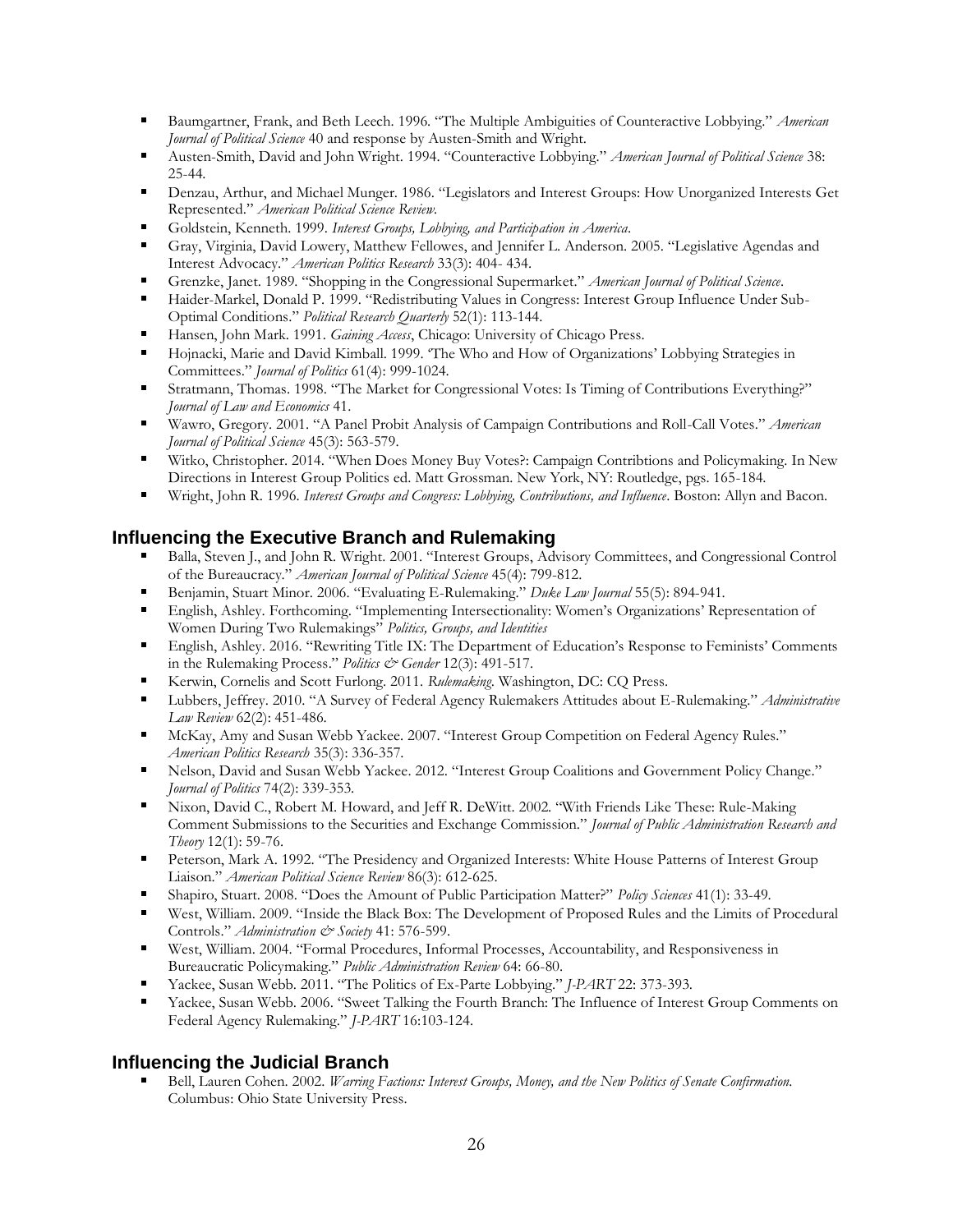- Baumgartner, Frank, and Beth Leech. 1996. "The Multiple Ambiguities of Counteractive Lobbying." *American Journal of Political Science* 40 and response by Austen-Smith and Wright.
- Austen-Smith, David and John Wright. 1994. "Counteractive Lobbying." *American Journal of Political Science* 38: 25-44.
- Denzau, Arthur, and Michael Munger. 1986. "Legislators and Interest Groups: How Unorganized Interests Get Represented." *American Political Science Review*.
- Goldstein, Kenneth. 1999. *Interest Groups, Lobbying, and Participation in America*.
- Gray, Virginia, David Lowery, Matthew Fellowes, and Jennifer L. Anderson. 2005. "Legislative Agendas and Interest Advocacy." *American Politics Research* 33(3): 404- 434.
- Grenzke, Janet. 1989. "Shopping in the Congressional Supermarket." *American Journal of Political Science*.
- Haider-Markel, Donald P. 1999. "Redistributing Values in Congress: Interest Group Influence Under Sub-Optimal Conditions." *Political Research Quarterly* 52(1): 113-144.
- Hansen, John Mark. 1991. *Gaining Access*, Chicago: University of Chicago Press.
- Hojnacki, Marie and David Kimball. 1999. 'The Who and How of Organizations' Lobbying Strategies in Committees." *Journal of Politics* 61(4): 999-1024.
- Stratmann, Thomas. 1998. "The Market for Congressional Votes: Is Timing of Contributions Everything?" *Journal of Law and Economics* 41.
- Wawro, Gregory. 2001. "A Panel Probit Analysis of Campaign Contributions and Roll-Call Votes." *American Journal of Political Science* 45(3): 563-579.
- Witko, Christopher. 2014. "When Does Money Buy Votes?: Campaign Contribtions and Policymaking. In New Directions in Interest Group Politics ed. Matt Grossman. New York, NY: Routledge, pgs. 165-184.
- Wright, John R. 1996. *Interest Groups and Congress: Lobbying, Contributions, and Influence*. Boston: Allyn and Bacon.

## Influencing the Executive Branch and Rulemaking

- Balla, Steven J., and John R. Wright. 2001. "Interest Groups, Advisory Committees, and Congressional Control of the Bureaucracy." *American Journal of Political Science* 45(4): 799-812.
- Benjamin, Stuart Minor. 2006. "Evaluating E-Rulemaking." *Duke Law Journal* 55(5): 894-941.
- English, Ashley. Forthcoming. "Implementing Intersectionality: Women's Organizations' Representation of Women During Two Rulemakings" *Politics, Groups, and Identities*
- English, Ashley. 2016. "Rewriting Title IX: The Department of Education's Response to Feminists' Comments in the Rulemaking Process." *Politics & Gender* 12(3): 491-517.
- Kerwin, Cornelis and Scott Furlong. 2011. *Rulemaking*. Washington, DC: CQ Press.
- Lubbers, Jeffrey. 2010. "A Survey of Federal Agency Rulemakers Attitudes about E-Rulemaking." *Administrative Law Review* 62(2): 451-486.
- McKay, Amy and Susan Webb Yackee. 2007. "Interest Group Competition on Federal Agency Rules." *American Politics Research* 35(3): 336-357.
- Nelson, David and Susan Webb Yackee. 2012. "Interest Group Coalitions and Government Policy Change." *Journal of Politics* 74(2): 339-353.
- Nixon, David C., Robert M. Howard, and Jeff R. DeWitt. 2002. "With Friends Like These: Rule-Making Comment Submissions to the Securities and Exchange Commission." *Journal of Public Administration Research and Theory* 12(1): 59-76.
- Peterson, Mark A. 1992. "The Presidency and Organized Interests: White House Patterns of Interest Group Liaison." *American Political Science Review* 86(3): 612-625.
- Shapiro, Stuart. 2008. "Does the Amount of Public Participation Matter?" *Policy Sciences* 41(1): 33-49.
- West, William. 2009. "Inside the Black Box: The Development of Proposed Rules and the Limits of Procedural Controls." *Administration & Society* 41: 576-599.
- West, William. 2004. "Formal Procedures, Informal Processes, Accountability, and Responsiveness in Bureaucratic Policymaking." *Public Administration Review* 64: 66-80.
- Yackee, Susan Webb. 2011. "The Politics of Ex-Parte Lobbying." *J-PART* 22: 373-393.
- Yackee, Susan Webb. 2006. "Sweet Talking the Fourth Branch: The Influence of Interest Group Comments on Federal Agency Rulemaking." *J-PART* 16:103-124.

## Influencing the Judicial Branch

- Bell, Lauren Cohen. 2002. *Warring Factions: Interest Groups, Money, and the New Politics of Senate Confirmation*. Columbus: Ohio State University Press.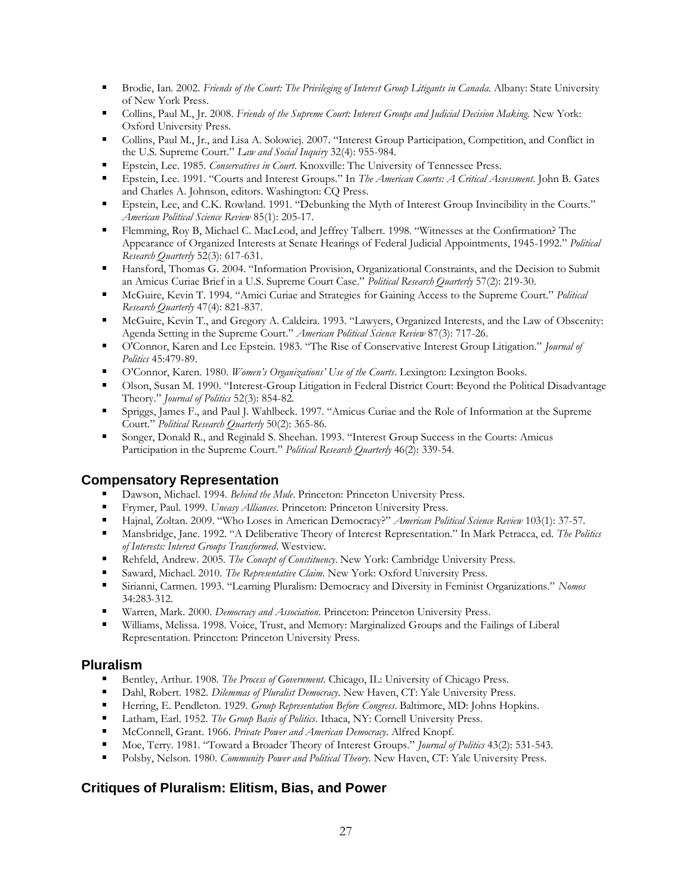- Brodie, Ian. 2002. *Friends of the Court: The Privileging of Interest Group Litigants in Canada*. Albany: State University of New York Press.
- Collins, Paul M., Jr. 2008. *Friends of the Supreme Court: Interest Groups and Judicial Decision Making.* New York: Oxford University Press.
- Collins, Paul M., Jr., and Lisa A. Solowiej. 2007. "Interest Group Participation, Competition, and Conflict in the U.S. Supreme Court." *Law and Social Inquiry* 32(4): 955-984.
- Epstein, Lee. 1985. *Conservatives in Court*. Knoxville: The University of Tennessee Press.
- Epstein, Lee. 1991. "Courts and Interest Groups." In *The American Courts: A Critical Assessment*. John B. Gates and Charles A. Johnson, editors. Washington: CQ Press.
- Epstein, Lee, and C.K. Rowland. 1991. "Debunking the Myth of Interest Group Invincibility in the Courts." *American Political Science Review* 85(1): 205-17.
- Flemming, Roy B, Michael C. MacLeod, and Jeffrey Talbert. 1998. "Witnesses at the Confirmation? The Appearance of Organized Interests at Senate Hearings of Federal Judicial Appointments, 1945-1992." *Political Research Quarterly* 52(3): 617-631.
- Hansford, Thomas G. 2004. "Information Provision, Organizational Constraints, and the Decision to Submit an Amicus Curiae Brief in a U.S. Supreme Court Case." *Political Research Quarterly* 57(2): 219-30.
- McGuire, Kevin T. 1994. "Amici Curiae and Strategies for Gaining Access to the Supreme Court." *Political Research Quarterly* 47(4): 821-837.
- McGuire, Kevin T., and Gregory A. Caldeira. 1993. "Lawyers, Organized Interests, and the Law of Obscenity: Agenda Setting in the Supreme Court." *American Political Science Review* 87(3): 717-26.
- O'Connor, Karen and Lee Epstein. 1983. "The Rise of Conservative Interest Group Litigation." *Journal of Politics* 45:479-89.
- O'Connor, Karen. 1980. *Women's Organizations' Use of the Courts*. Lexington: Lexington Books.
- Olson, Susan M. 1990. "Interest-Group Litigation in Federal District Court: Beyond the Political Disadvantage Theory." *Journal of Politics* 52(3): 854-82.
- Spriggs, James F., and Paul J. Wahlbeck. 1997. "Amicus Curiae and the Role of Information at the Supreme Court." *Political Research Quarterly* 50(2): 365-86.
- Songer, Donald R., and Reginald S. Sheehan. 1993. "Interest Group Success in the Courts: Amicus Participation in the Supreme Court." *Political Research Quarterly* 46(2): 339-54.

## Compensatory Representation

- Dawson, Michael. 1994. *Behind the Mule*. Princeton: Princeton University Press.
- Frymer, Paul. 1999. *Uneasy Alliances*. Princeton: Princeton University Press.
- Hajnal, Zoltan. 2009. "Who Loses in American Democracy?" *American Political Science Review* 103(1): 37-57.
- Mansbridge, Jane. 1992. "A Deliberative Theory of Interest Representation." In Mark Petracca, ed. *The Politics of Interests: Interest Groups Transformed*. Westview.
- Rehfeld, Andrew. 2005. *The Concept of Constituency*. New York: Cambridge University Press.
- Saward, Michael. 2010. *The Representative Claim*. New York: Oxford University Press.
- Sirianni, Carmen. 1993. "Learning Pluralism: Democracy and Diversity in Feminist Organizations." *Nomos* 34:283-312.
- Warren, Mark. 2000. *Democracy and Association*. Princeton: Princeton University Press.
- Williams, Melissa. 1998. Voice, Trust, and Memory: Marginalized Groups and the Failings of Liberal Representation. Princeton: Princeton University Press.

## Pluralism

- Bentley, Arthur. 1908. *The Process of Government*. Chicago, IL: University of Chicago Press.
- Dahl, Robert. 1982. *Dilemmas of Pluralist Democracy*. New Haven, CT: Yale University Press.
- Herring, E. Pendleton. 1929. *Group Representation Before Congress*. Baltimore, MD: Johns Hopkins.
- Latham, Earl. 1952. *The Group Basis of Politics*. Ithaca, NY: Cornell University Press.
- McConnell, Grant. 1966. *Private Power and American Democracy.* Alfred Knopf.
- Moe, Terry. 1981. "Toward a Broader Theory of Interest Groups." *Journal of Politics* 43(2): 531-543.
- Polsby, Nelson. 1980. *Community Power and Political Theory*. New Haven, CT: Yale University Press.

## Critiques of Pluralism: Elitism, Bias, and Power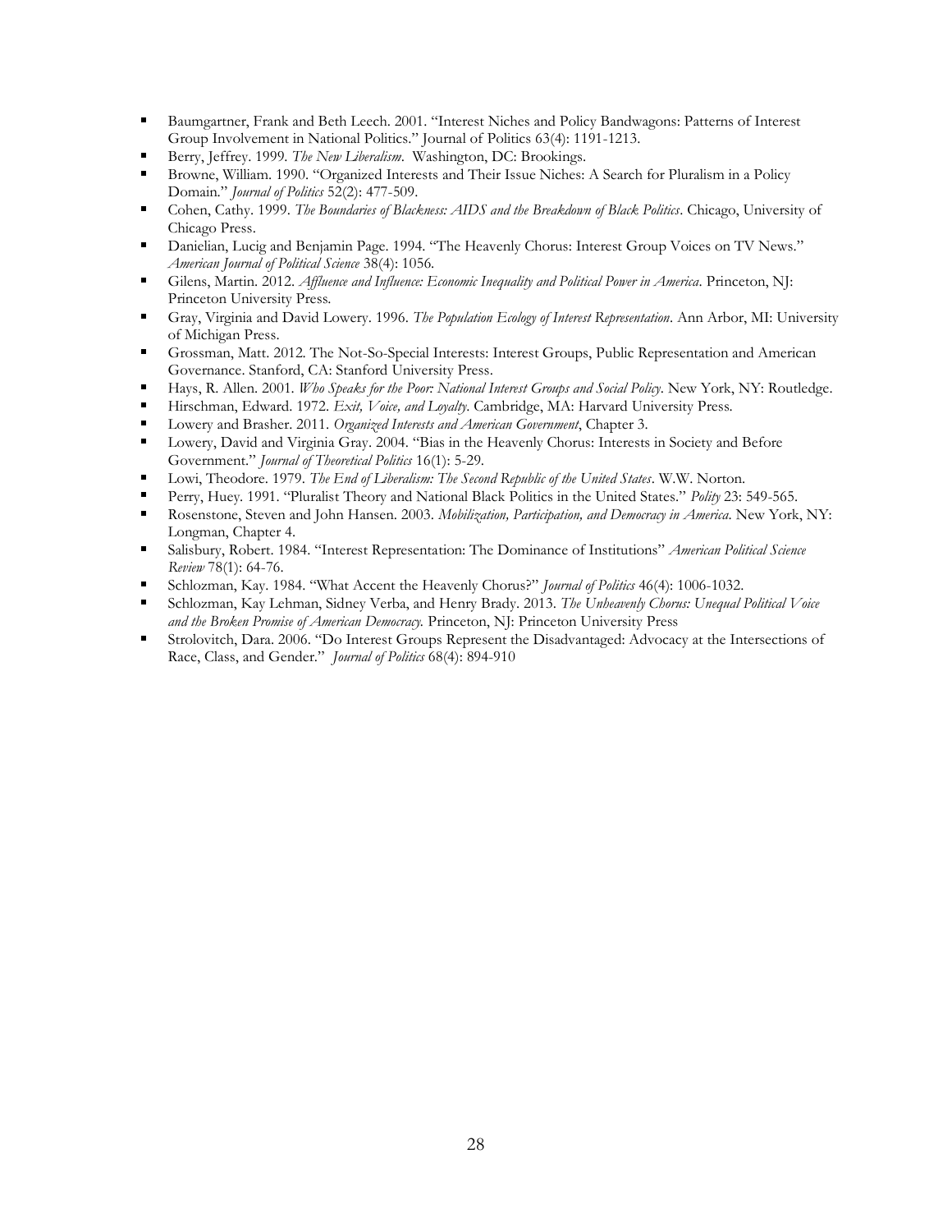- Baumgartner, Frank and Beth Leech. 2001. "Interest Niches and Policy Bandwagons: Patterns of Interest Group Involvement in National Politics." Journal of Politics 63(4): 1191-1213.
- Berry, Jeffrey. 1999. *The New Liberalism*. Washington, DC: Brookings.
- Browne, William. 1990. "Organized Interests and Their Issue Niches: A Search for Pluralism in a Policy Domain." *Journal of Politics* 52(2): 477-509.
- Cohen, Cathy. 1999. *The Boundaries of Blackness: AIDS and the Breakdown of Black Politics*. Chicago, University of Chicago Press.
- Danielian, Lucig and Benjamin Page. 1994. "The Heavenly Chorus: Interest Group Voices on TV News." *American Journal of Political Science* 38(4): 1056.
- Gilens, Martin. 2012. *Affluence and Influence: Economic Inequality and Political Power in America*. Princeton, NJ: Princeton University Press.
- Gray, Virginia and David Lowery. 1996. *The Population Ecology of Interest Representation*. Ann Arbor, MI: University of Michigan Press.
- Grossman, Matt. 2012. The Not-So-Special Interests: Interest Groups, Public Representation and American Governance. Stanford, CA: Stanford University Press.
- Hays, R. Allen. 2001. *Who Speaks for the Poor: National Interest Groups and Social Policy*. New York, NY: Routledge.
- Hirschman, Edward. 1972. *Exit, Voice, and Loyalty*. Cambridge, MA: Harvard University Press.
- Lowery and Brasher. 2011. *Organized Interests and American Government*, Chapter 3.
- Lowery, David and Virginia Gray. 2004. "Bias in the Heavenly Chorus: Interests in Society and Before Government." *Journal of Theoretical Politics* 16(1): 5-29.
- Lowi, Theodore. 1979. *The End of Liberalism: The Second Republic of the United States*. W.W. Norton.
- Perry, Huey. 1991. "Pluralist Theory and National Black Politics in the United States." *Polity* 23: 549-565.
- Rosenstone, Steven and John Hansen. 2003. *Mobilization, Participation, and Democracy in America*. New York, NY: Longman, Chapter 4.
- Salisbury, Robert. 1984. "Interest Representation: The Dominance of Institutions" *American Political Science Review* 78(1): 64-76.
- Schlozman, Kay. 1984. "What Accent the Heavenly Chorus?" *Journal of Politics* 46(4): 1006-1032.
- Schlozman, Kay Lehman, Sidney Verba, and Henry Brady. 2013. *The Unheavenly Chorus: Unequal Political Voice and the Broken Promise of American Democracy.* Princeton, NJ: Princeton University Press
- Strolovitch, Dara. 2006. "Do Interest Groups Represent the Disadvantaged: Advocacy at the Intersections of Race, Class, and Gender." *Journal of Politics* 68(4): 894-910